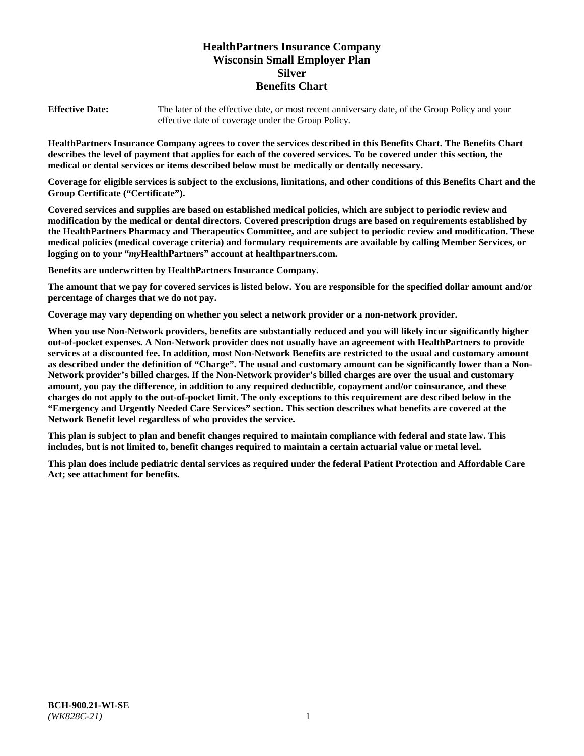# HealthPartners Insurance Company
# Wisconsin Small Employer Plan
# Silver
# Benefits Chart

**Effective Date:** The later of the effective date, or most recent anniversary date, of the Group Policy and your effective date of coverage under the Group Policy.

**HealthPartners Insurance Company agrees to cover the services described in this Benefits Chart. The Benefits Chart describes the level of payment that applies for each of the covered services. To be covered under this section, the medical or dental services or items described below must be medically or dentally necessary.**

**Coverage for eligible services is subject to the exclusions, limitations, and other conditions of this Benefits Chart and the Group Certificate ("Certificate").**

**Covered services and supplies are based on established medical policies, which are subject to periodic review and modification by the medical or dental directors. Covered prescription drugs are based on requirements established by the HealthPartners Pharmacy and Therapeutics Committee, and are subject to periodic review and modification. These medical policies (medical coverage criteria) and formulary requirements are available by calling Member Services, or logging on to your "*my*HealthPartners" account at healthpartners.com.**

**Benefits are underwritten by HealthPartners Insurance Company.**

**The amount that we pay for covered services is listed below. You are responsible for the specified dollar amount and/or percentage of charges that we do not pay.**

**Coverage may vary depending on whether you select a network provider or a non-network provider.**

**When you use Non-Network providers, benefits are substantially reduced and you will likely incur significantly higher out-of-pocket expenses. A Non-Network provider does not usually have an agreement with HealthPartners to provide services at a discounted fee. In addition, most Non-Network Benefits are restricted to the usual and customary amount as described under the definition of "Charge". The usual and customary amount can be significantly lower than a Non-Network provider's billed charges. If the Non-Network provider's billed charges are over the usual and customary amount, you pay the difference, in addition to any required deductible, copayment and/or coinsurance, and these charges do not apply to the out-of-pocket limit. The only exceptions to this requirement are described below in the "Emergency and Urgently Needed Care Services" section. This section describes what benefits are covered at the Network Benefit level regardless of who provides the service.**

**This plan is subject to plan and benefit changes required to maintain compliance with federal and state law. This includes, but is not limited to, benefit changes required to maintain a certain actuarial value or metal level.**

**This plan does include pediatric dental services as required under the federal Patient Protection and Affordable Care Act; see attachment for benefits.**

**BCH-900.21-WI-SE**
*(WK828C-21)*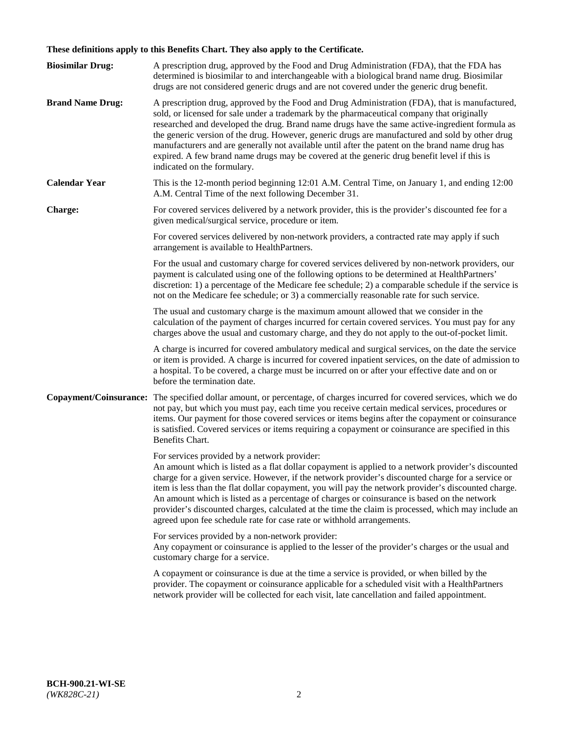**These definitions apply to this Benefits Chart. They also apply to the Certificate.**

**Biosimilar Drug:** A prescription drug, approved by the Food and Drug Administration (FDA), that the FDA has determined is biosimilar to and interchangeable with a biological brand name drug. Biosimilar drugs are not considered generic drugs and are not covered under the generic drug benefit.

**Brand Name Drug:** A prescription drug, approved by the Food and Drug Administration (FDA), that is manufactured, sold, or licensed for sale under a trademark by the pharmaceutical company that originally researched and developed the drug. Brand name drugs have the same active-ingredient formula as the generic version of the drug. However, generic drugs are manufactured and sold by other drug manufacturers and are generally not available until after the patent on the brand name drug has expired. A few brand name drugs may be covered at the generic drug benefit level if this is indicated on the formulary.

**Calendar Year** This is the 12-month period beginning 12:01 A.M. Central Time, on January 1, and ending 12:00 A.M. Central Time of the next following December 31.

**Charge:** For covered services delivered by a network provider, this is the provider's discounted fee for a given medical/surgical service, procedure or item.

For covered services delivered by non-network providers, a contracted rate may apply if such arrangement is available to HealthPartners.

For the usual and customary charge for covered services delivered by non-network providers, our payment is calculated using one of the following options to be determined at HealthPartners' discretion: 1) a percentage of the Medicare fee schedule; 2) a comparable schedule if the service is not on the Medicare fee schedule; or 3) a commercially reasonable rate for such service.

The usual and customary charge is the maximum amount allowed that we consider in the calculation of the payment of charges incurred for certain covered services. You must pay for any charges above the usual and customary charge, and they do not apply to the out-of-pocket limit.

A charge is incurred for covered ambulatory medical and surgical services, on the date the service or item is provided. A charge is incurred for covered inpatient services, on the date of admission to a hospital. To be covered, a charge must be incurred on or after your effective date and on or before the termination date.

**Copayment/Coinsurance:** The specified dollar amount, or percentage, of charges incurred for covered services, which we do not pay, but which you must pay, each time you receive certain medical services, procedures or items. Our payment for those covered services or items begins after the copayment or coinsurance is satisfied. Covered services or items requiring a copayment or coinsurance are specified in this Benefits Chart.

For services provided by a network provider:
An amount which is listed as a flat dollar copayment is applied to a network provider's discounted charge for a given service. However, if the network provider's discounted charge for a service or item is less than the flat dollar copayment, you will pay the network provider's discounted charge. An amount which is listed as a percentage of charges or coinsurance is based on the network provider's discounted charges, calculated at the time the claim is processed, which may include an agreed upon fee schedule rate for case rate or withhold arrangements.

For services provided by a non-network provider:
Any copayment or coinsurance is applied to the lesser of the provider's charges or the usual and customary charge for a service.

A copayment or coinsurance is due at the time a service is provided, or when billed by the provider. The copayment or coinsurance applicable for a scheduled visit with a HealthPartners network provider will be collected for each visit, late cancellation and failed appointment.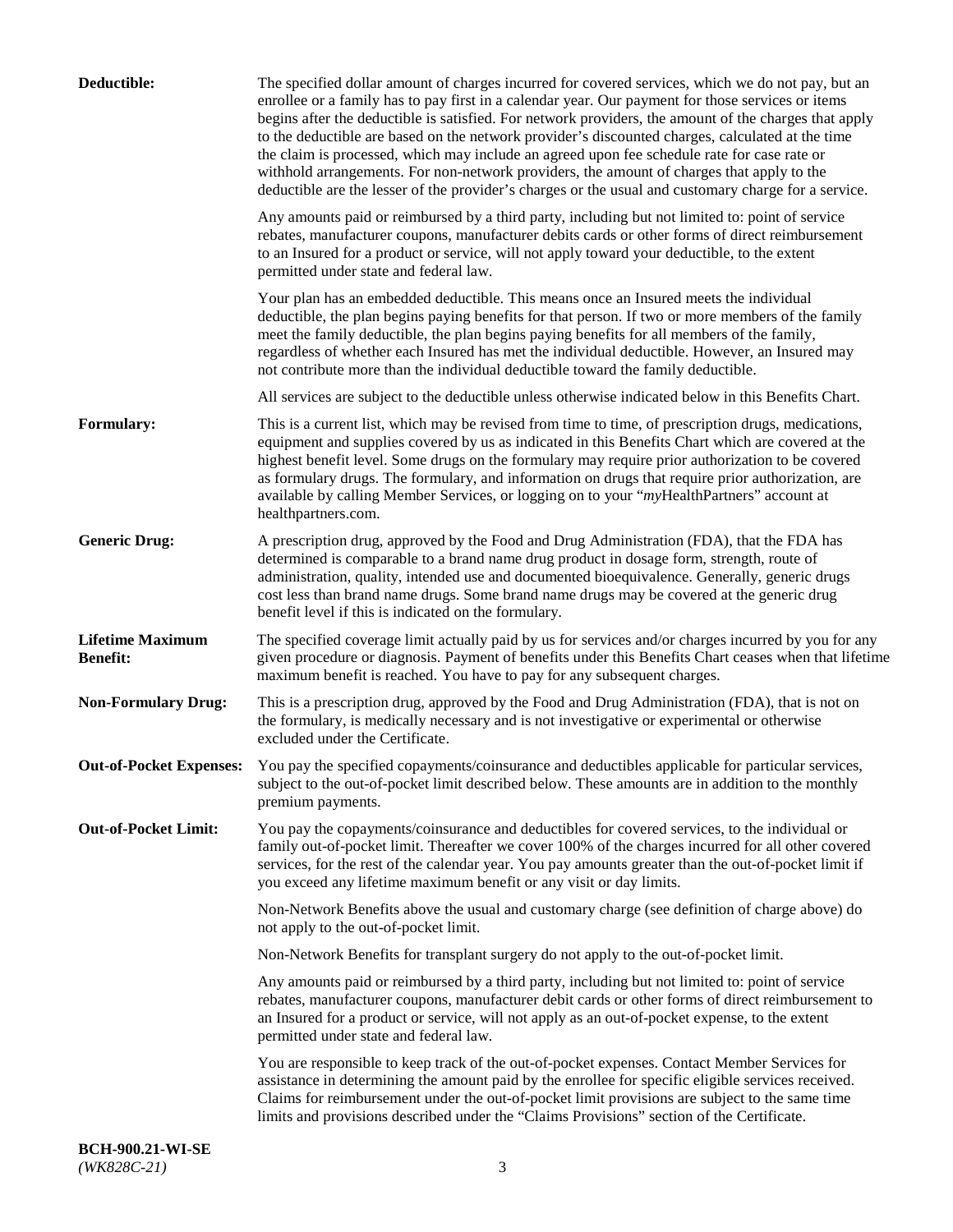**Deductible:** The specified dollar amount of charges incurred for covered services, which we do not pay, but an enrollee or a family has to pay first in a calendar year. Our payment for those services or items begins after the deductible is satisfied. For network providers, the amount of the charges that apply to the deductible are based on the network provider's discounted charges, calculated at the time the claim is processed, which may include an agreed upon fee schedule rate for case rate or withhold arrangements. For non-network providers, the amount of charges that apply to the deductible are the lesser of the provider's charges or the usual and customary charge for a service.

Any amounts paid or reimbursed by a third party, including but not limited to: point of service rebates, manufacturer coupons, manufacturer debits cards or other forms of direct reimbursement to an Insured for a product or service, will not apply toward your deductible, to the extent permitted under state and federal law.

Your plan has an embedded deductible. This means once an Insured meets the individual deductible, the plan begins paying benefits for that person. If two or more members of the family meet the family deductible, the plan begins paying benefits for all members of the family, regardless of whether each Insured has met the individual deductible. However, an Insured may not contribute more than the individual deductible toward the family deductible.

All services are subject to the deductible unless otherwise indicated below in this Benefits Chart.

**Formulary:** This is a current list, which may be revised from time to time, of prescription drugs, medications, equipment and supplies covered by us as indicated in this Benefits Chart which are covered at the highest benefit level. Some drugs on the formulary may require prior authorization to be covered as formulary drugs. The formulary, and information on drugs that require prior authorization, are available by calling Member Services, or logging on to your "*my*HealthPartners" account at healthpartners.com.

**Generic Drug:** A prescription drug, approved by the Food and Drug Administration (FDA), that the FDA has determined is comparable to a brand name drug product in dosage form, strength, route of administration, quality, intended use and documented bioequivalence. Generally, generic drugs cost less than brand name drugs. Some brand name drugs may be covered at the generic drug benefit level if this is indicated on the formulary.

**Lifetime Maximum Benefit:** The specified coverage limit actually paid by us for services and/or charges incurred by you for any given procedure or diagnosis. Payment of benefits under this Benefits Chart ceases when that lifetime maximum benefit is reached. You have to pay for any subsequent charges.

**Non-Formulary Drug:** This is a prescription drug, approved by the Food and Drug Administration (FDA), that is not on the formulary, is medically necessary and is not investigative or experimental or otherwise excluded under the Certificate.

**Out-of-Pocket Expenses:** You pay the specified copayments/coinsurance and deductibles applicable for particular services, subject to the out-of-pocket limit described below. These amounts are in addition to the monthly premium payments.

**Out-of-Pocket Limit:** You pay the copayments/coinsurance and deductibles for covered services, to the individual or family out-of-pocket limit. Thereafter we cover 100% of the charges incurred for all other covered services, for the rest of the calendar year. You pay amounts greater than the out-of-pocket limit if you exceed any lifetime maximum benefit or any visit or day limits.

Non-Network Benefits above the usual and customary charge (see definition of charge above) do not apply to the out-of-pocket limit.

Non-Network Benefits for transplant surgery do not apply to the out-of-pocket limit.

Any amounts paid or reimbursed by a third party, including but not limited to: point of service rebates, manufacturer coupons, manufacturer debit cards or other forms of direct reimbursement to an Insured for a product or service, will not apply as an out-of-pocket expense, to the extent permitted under state and federal law.

You are responsible to keep track of the out-of-pocket expenses. Contact Member Services for assistance in determining the amount paid by the enrollee for specific eligible services received. Claims for reimbursement under the out-of-pocket limit provisions are subject to the same time limits and provisions described under the "Claims Provisions" section of the Certificate.

**BCH-900.21-WI-SE**
*(WK828C-21)*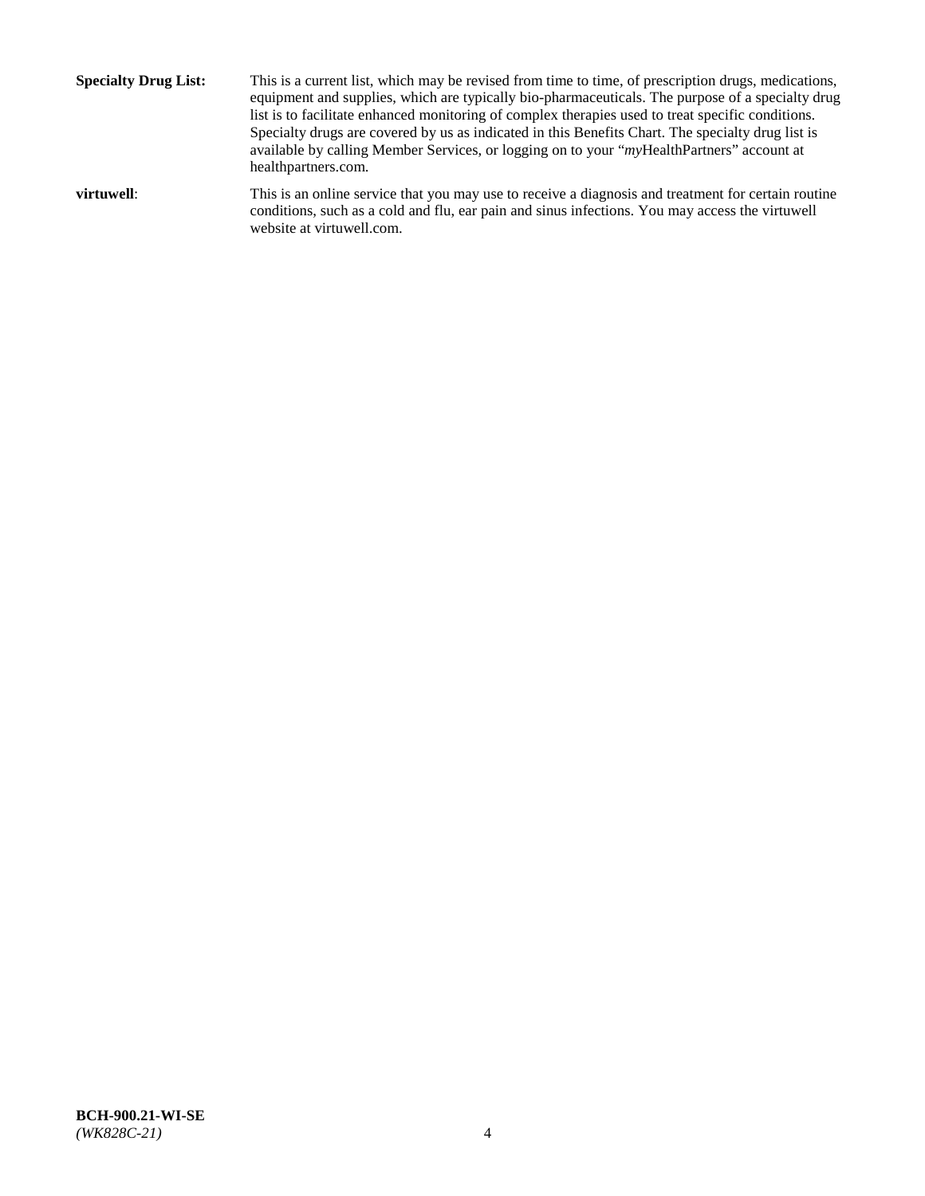**Specialty Drug List:** This is a current list, which may be revised from time to time, of prescription drugs, medications, equipment and supplies, which are typically bio-pharmaceuticals. The purpose of a specialty drug list is to facilitate enhanced monitoring of complex therapies used to treat specific conditions. Specialty drugs are covered by us as indicated in this Benefits Chart. The specialty drug list is available by calling Member Services, or logging on to your "*my*HealthPartners" account at healthpartners.com.

**virtuwell**: This is an online service that you may use to receive a diagnosis and treatment for certain routine conditions, such as a cold and flu, ear pain and sinus infections. You may access the virtuwell website at virtuwell.com.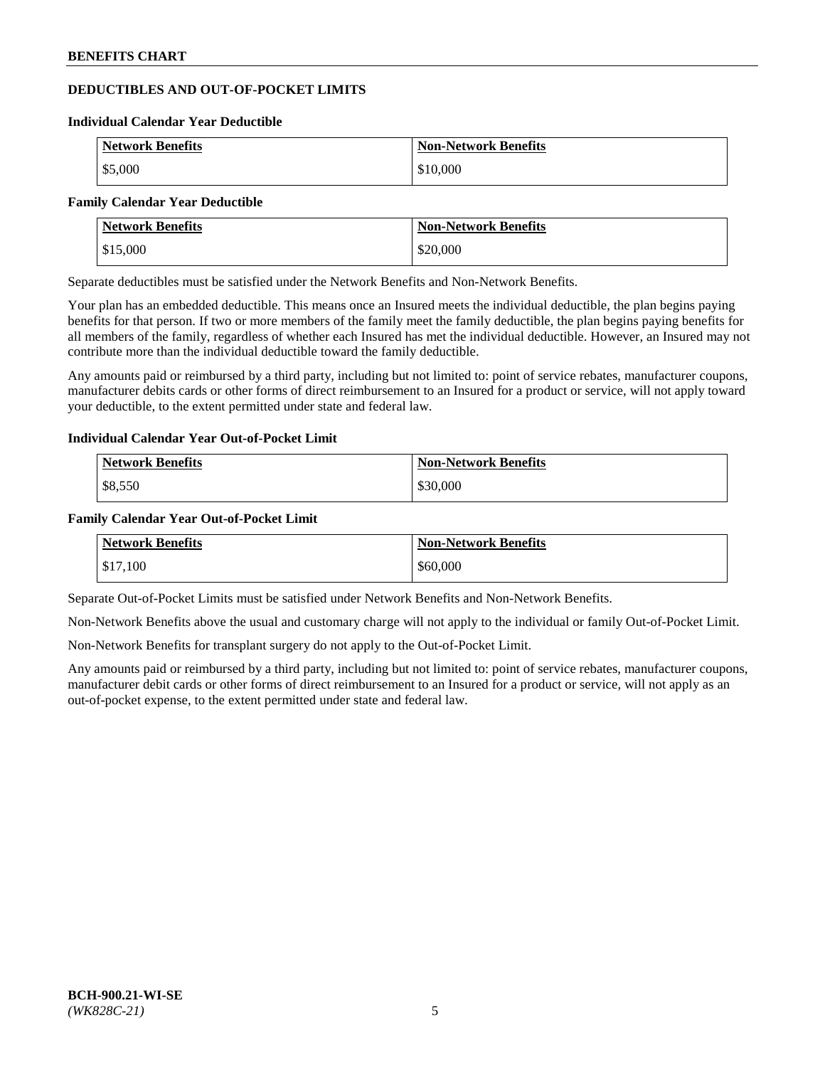## DEDUCTIBLES AND OUT-OF-POCKET LIMITS

### Individual Calendar Year Deductible

| Network Benefits | Non-Network Benefits |
| --- | --- |
| $5,000 | $10,000 |

### Family Calendar Year Deductible

| Network Benefits | Non-Network Benefits |
| --- | --- |
| $15,000 | $20,000 |

Separate deductibles must be satisfied under the Network Benefits and Non-Network Benefits.

Your plan has an embedded deductible. This means once an Insured meets the individual deductible, the plan begins paying benefits for that person. If two or more members of the family meet the family deductible, the plan begins paying benefits for all members of the family, regardless of whether each Insured has met the individual deductible. However, an Insured may not contribute more than the individual deductible toward the family deductible.

Any amounts paid or reimbursed by a third party, including but not limited to: point of service rebates, manufacturer coupons, manufacturer debits cards or other forms of direct reimbursement to an Insured for a product or service, will not apply toward your deductible, to the extent permitted under state and federal law.

### Individual Calendar Year Out-of-Pocket Limit

| Network Benefits | Non-Network Benefits |
| --- | --- |
| $8,550 | $30,000 |

### Family Calendar Year Out-of-Pocket Limit

| Network Benefits | Non-Network Benefits |
| --- | --- |
| $17,100 | $60,000 |

Separate Out-of-Pocket Limits must be satisfied under Network Benefits and Non-Network Benefits.

Non-Network Benefits above the usual and customary charge will not apply to the individual or family Out-of-Pocket Limit.

Non-Network Benefits for transplant surgery do not apply to the Out-of-Pocket Limit.

Any amounts paid or reimbursed by a third party, including but not limited to: point of service rebates, manufacturer coupons, manufacturer debit cards or other forms of direct reimbursement to an Insured for a product or service, will not apply as an out-of-pocket expense, to the extent permitted under state and federal law.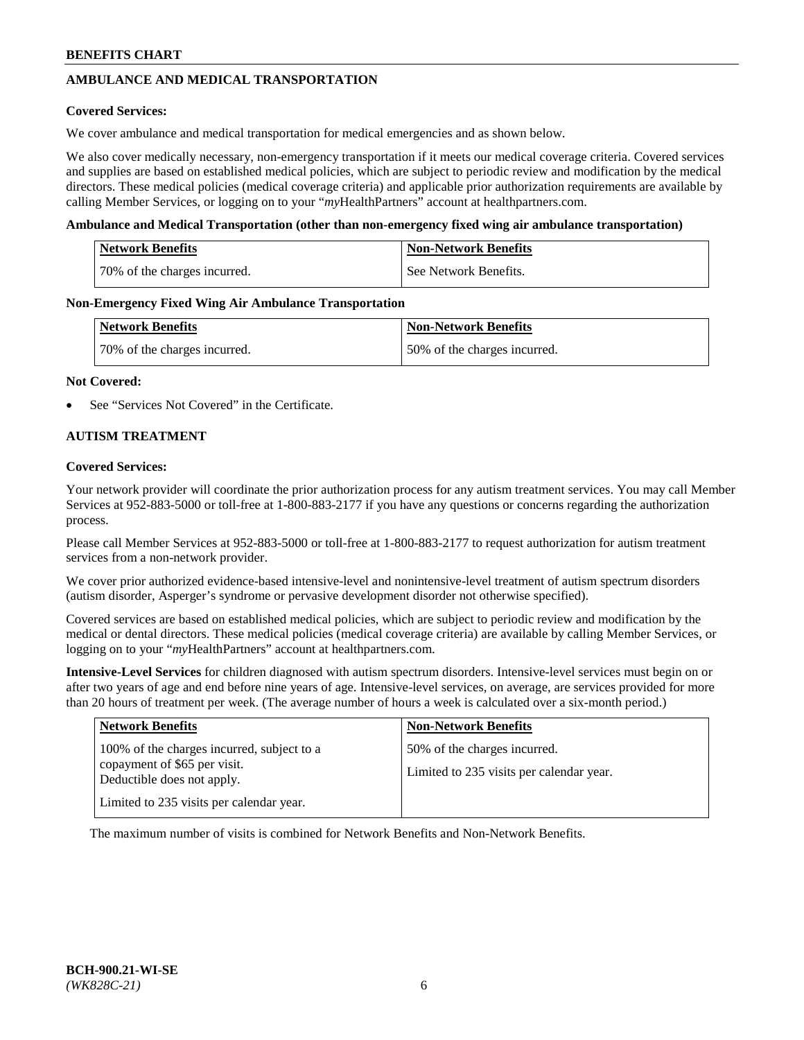## AMBULANCE AND MEDICAL TRANSPORTATION

**Covered Services:**

We cover ambulance and medical transportation for medical emergencies and as shown below.

We also cover medically necessary, non-emergency transportation if it meets our medical coverage criteria. Covered services and supplies are based on established medical policies, which are subject to periodic review and modification by the medical directors. These medical policies (medical coverage criteria) and applicable prior authorization requirements are available by calling Member Services, or logging on to your "*my*HealthPartners" account at healthpartners.com.

**Ambulance and Medical Transportation (other than non-emergency fixed wing air ambulance transportation)**

| Network Benefits | Non-Network Benefits |
| --- | --- |
| 70% of the charges incurred. | See Network Benefits. |

**Non-Emergency Fixed Wing Air Ambulance Transportation**

| Network Benefits | Non-Network Benefits |
| --- | --- |
| 70% of the charges incurred. | 50% of the charges incurred. |

**Not Covered:**

- See "Services Not Covered" in the Certificate.

## AUTISM TREATMENT

**Covered Services:**

Your network provider will coordinate the prior authorization process for any autism treatment services. You may call Member Services at 952-883-5000 or toll-free at 1-800-883-2177 if you have any questions or concerns regarding the authorization process.

Please call Member Services at 952-883-5000 or toll-free at 1-800-883-2177 to request authorization for autism treatment services from a non-network provider.

We cover prior authorized evidence-based intensive-level and nonintensive-level treatment of autism spectrum disorders (autism disorder, Asperger's syndrome or pervasive development disorder not otherwise specified).

Covered services are based on established medical policies, which are subject to periodic review and modification by the medical or dental directors. These medical policies (medical coverage criteria) are available by calling Member Services, or logging on to your "*my*HealthPartners" account at healthpartners.com.

**Intensive-Level Services** for children diagnosed with autism spectrum disorders. Intensive-level services must begin on or after two years of age and end before nine years of age. Intensive-level services, on average, are services provided for more than 20 hours of treatment per week. (The average number of hours a week is calculated over a six-month period.)

| Network Benefits | Non-Network Benefits |
| --- | --- |
| 100% of the charges incurred, subject to a copayment of $65 per visit. Deductible does not apply.<br><br>Limited to 235 visits per calendar year. | 50% of the charges incurred.<br><br>Limited to 235 visits per calendar year. |

The maximum number of visits is combined for Network Benefits and Non-Network Benefits.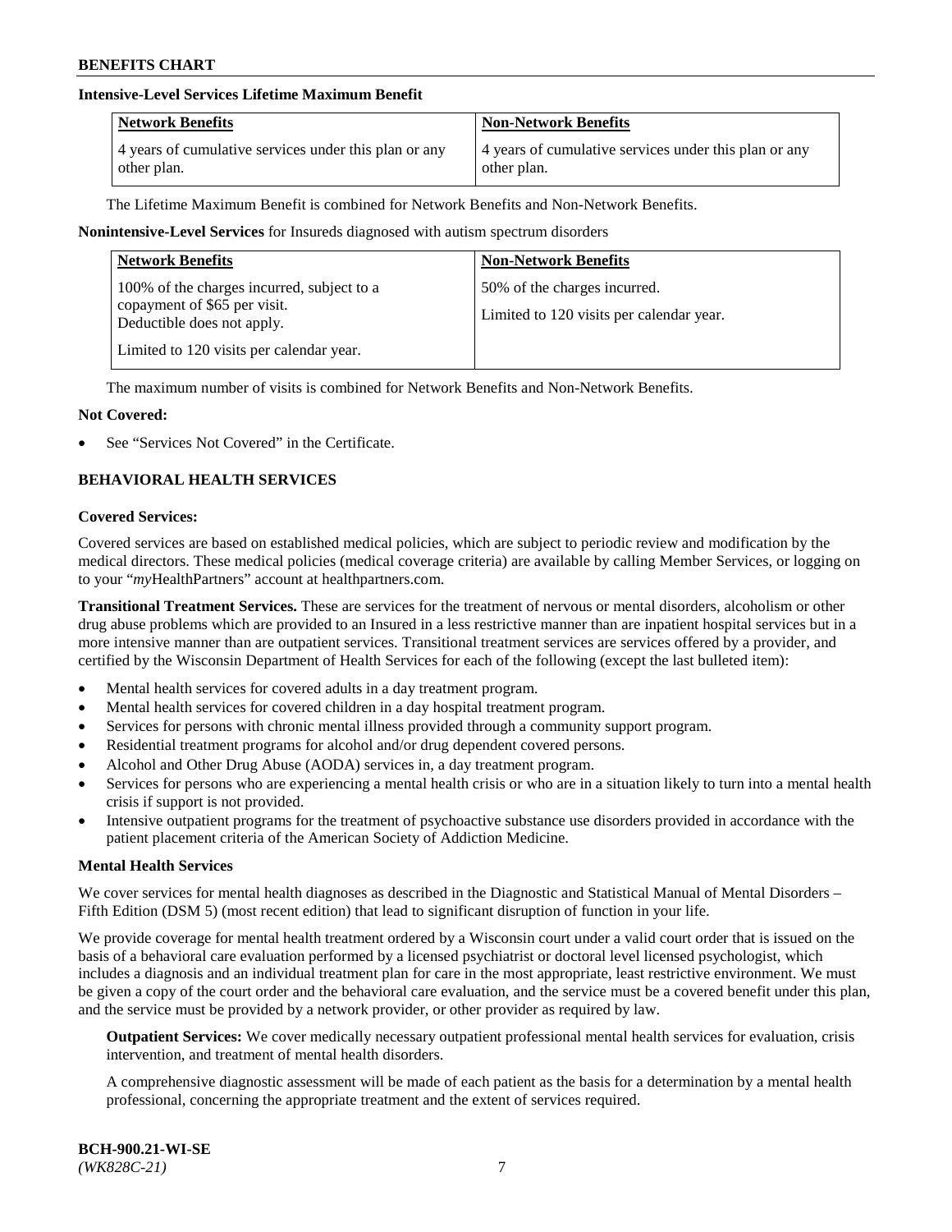**Intensive-Level Services Lifetime Maximum Benefit**

| Network Benefits | Non-Network Benefits |
|---|---|
| 4 years of cumulative services under this plan or any other plan. | 4 years of cumulative services under this plan or any other plan. |

The Lifetime Maximum Benefit is combined for Network Benefits and Non-Network Benefits.

**Nonintensive-Level Services** for Insureds diagnosed with autism spectrum disorders

| Network Benefits | Non-Network Benefits |
|---|---|
| 100% of the charges incurred, subject to a copayment of $65 per visit. Deductible does not apply.<br><br>Limited to 120 visits per calendar year. | 50% of the charges incurred.<br><br>Limited to 120 visits per calendar year. |

The maximum number of visits is combined for Network Benefits and Non-Network Benefits.

**Not Covered:**

- See "Services Not Covered" in the Certificate.

## BEHAVIORAL HEALTH SERVICES

**Covered Services:**

Covered services are based on established medical policies, which are subject to periodic review and modification by the medical directors. These medical policies (medical coverage criteria) are available by calling Member Services, or logging on to your "*my*HealthPartners" account at healthpartners.com.

**Transitional Treatment Services.** These are services for the treatment of nervous or mental disorders, alcoholism or other drug abuse problems which are provided to an Insured in a less restrictive manner than are inpatient hospital services but in a more intensive manner than are outpatient services. Transitional treatment services are services offered by a provider, and certified by the Wisconsin Department of Health Services for each of the following (except the last bulleted item):

- Mental health services for covered adults in a day treatment program.
- Mental health services for covered children in a day hospital treatment program.
- Services for persons with chronic mental illness provided through a community support program.
- Residential treatment programs for alcohol and/or drug dependent covered persons.
- Alcohol and Other Drug Abuse (AODA) services in, a day treatment program.
- Services for persons who are experiencing a mental health crisis or who are in a situation likely to turn into a mental health crisis if support is not provided.
- Intensive outpatient programs for the treatment of psychoactive substance use disorders provided in accordance with the patient placement criteria of the American Society of Addiction Medicine.

**Mental Health Services**

We cover services for mental health diagnoses as described in the Diagnostic and Statistical Manual of Mental Disorders – Fifth Edition (DSM 5) (most recent edition) that lead to significant disruption of function in your life.

We provide coverage for mental health treatment ordered by a Wisconsin court under a valid court order that is issued on the basis of a behavioral care evaluation performed by a licensed psychiatrist or doctoral level licensed psychologist, which includes a diagnosis and an individual treatment plan for care in the most appropriate, least restrictive environment. We must be given a copy of the court order and the behavioral care evaluation, and the service must be a covered benefit under this plan, and the service must be provided by a network provider, or other provider as required by law.

**Outpatient Services:** We cover medically necessary outpatient professional mental health services for evaluation, crisis intervention, and treatment of mental health disorders.

A comprehensive diagnostic assessment will be made of each patient as the basis for a determination by a mental health professional, concerning the appropriate treatment and the extent of services required.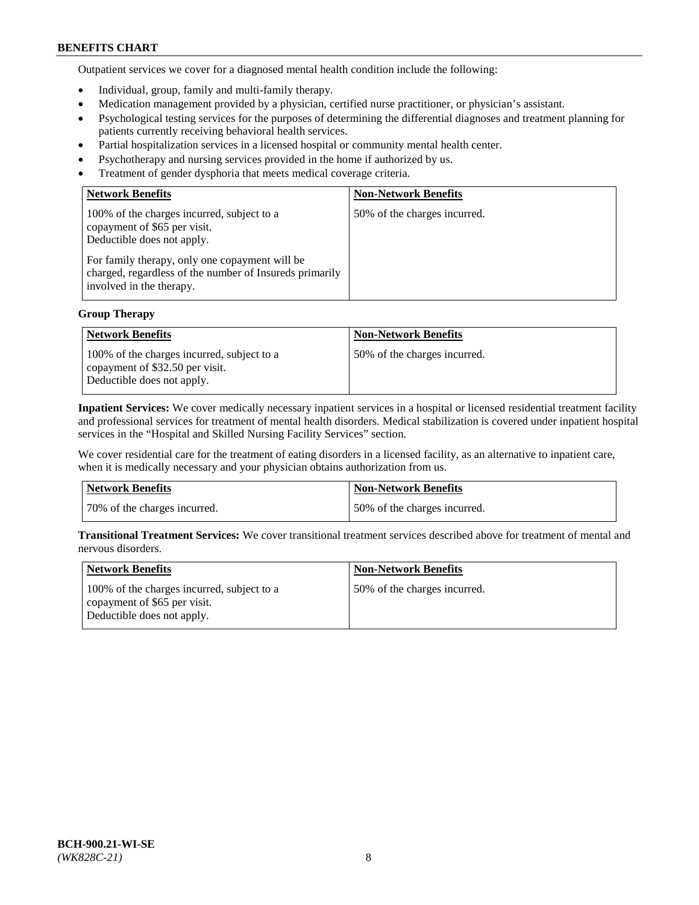Outpatient services we cover for a diagnosed mental health condition include the following:

- Individual, group, family and multi-family therapy.
- Medication management provided by a physician, certified nurse practitioner, or physician's assistant.
- Psychological testing services for the purposes of determining the differential diagnoses and treatment planning for patients currently receiving behavioral health services.
- Partial hospitalization services in a licensed hospital or community mental health center.
- Psychotherapy and nursing services provided in the home if authorized by us.
- Treatment of gender dysphoria that meets medical coverage criteria.

| Network Benefits | Non-Network Benefits |
|---|---|
| 100% of the charges incurred, subject to a copayment of $65 per visit. Deductible does not apply.<br><br>For family therapy, only one copayment will be charged, regardless of the number of Insureds primarily involved in the therapy. | 50% of the charges incurred. |

**Group Therapy**

| Network Benefits | Non-Network Benefits |
|---|---|
| 100% of the charges incurred, subject to a copayment of $32.50 per visit. Deductible does not apply. | 50% of the charges incurred. |

**Inpatient Services:** We cover medically necessary inpatient services in a hospital or licensed residential treatment facility and professional services for treatment of mental health disorders. Medical stabilization is covered under inpatient hospital services in the "Hospital and Skilled Nursing Facility Services" section.

We cover residential care for the treatment of eating disorders in a licensed facility, as an alternative to inpatient care, when it is medically necessary and your physician obtains authorization from us.

| Network Benefits | Non-Network Benefits |
|---|---|
| 70% of the charges incurred. | 50% of the charges incurred. |

**Transitional Treatment Services:** We cover transitional treatment services described above for treatment of mental and nervous disorders.

| Network Benefits | Non-Network Benefits |
|---|---|
| 100% of the charges incurred, subject to a copayment of $65 per visit. Deductible does not apply. | 50% of the charges incurred. |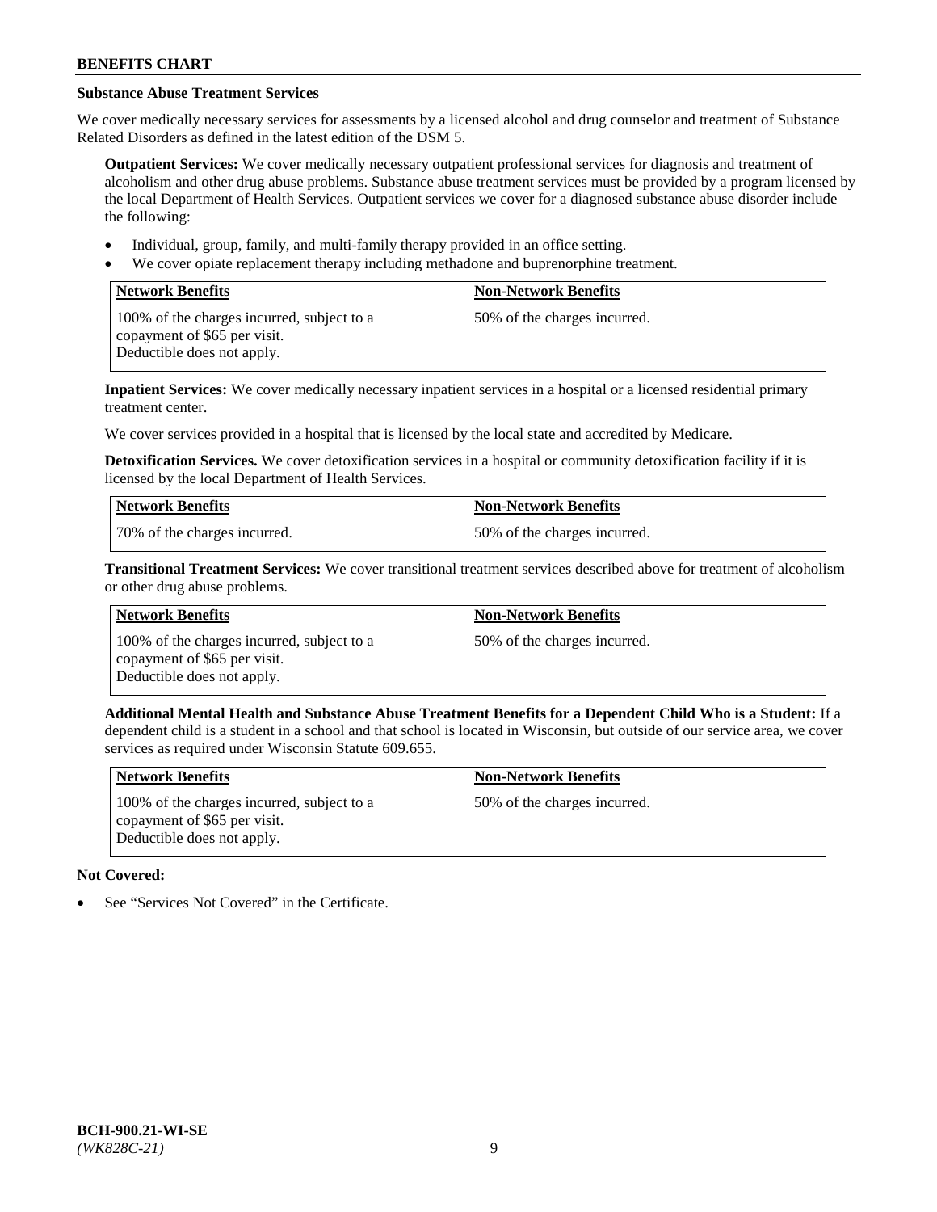### Substance Abuse Treatment Services

We cover medically necessary services for assessments by a licensed alcohol and drug counselor and treatment of Substance Related Disorders as defined in the latest edition of the DSM 5.

**Outpatient Services:** We cover medically necessary outpatient professional services for diagnosis and treatment of alcoholism and other drug abuse problems. Substance abuse treatment services must be provided by a program licensed by the local Department of Health Services. Outpatient services we cover for a diagnosed substance abuse disorder include the following:

- Individual, group, family, and multi-family therapy provided in an office setting.
- We cover opiate replacement therapy including methadone and buprenorphine treatment.

| Network Benefits | Non-Network Benefits |
|---|---|
| 100% of the charges incurred, subject to a copayment of $65 per visit. Deductible does not apply. | 50% of the charges incurred. |

**Inpatient Services:** We cover medically necessary inpatient services in a hospital or a licensed residential primary treatment center.

We cover services provided in a hospital that is licensed by the local state and accredited by Medicare.

**Detoxification Services.** We cover detoxification services in a hospital or community detoxification facility if it is licensed by the local Department of Health Services.

| Network Benefits | Non-Network Benefits |
|---|---|
| 70% of the charges incurred. | 50% of the charges incurred. |

**Transitional Treatment Services:** We cover transitional treatment services described above for treatment of alcoholism or other drug abuse problems.

| Network Benefits | Non-Network Benefits |
|---|---|
| 100% of the charges incurred, subject to a copayment of $65 per visit. Deductible does not apply. | 50% of the charges incurred. |

**Additional Mental Health and Substance Abuse Treatment Benefits for a Dependent Child Who is a Student:** If a dependent child is a student in a school and that school is located in Wisconsin, but outside of our service area, we cover services as required under Wisconsin Statute 609.655.

| Network Benefits | Non-Network Benefits |
|---|---|
| 100% of the charges incurred, subject to a copayment of $65 per visit. Deductible does not apply. | 50% of the charges incurred. |

**Not Covered:**

- See "Services Not Covered" in the Certificate.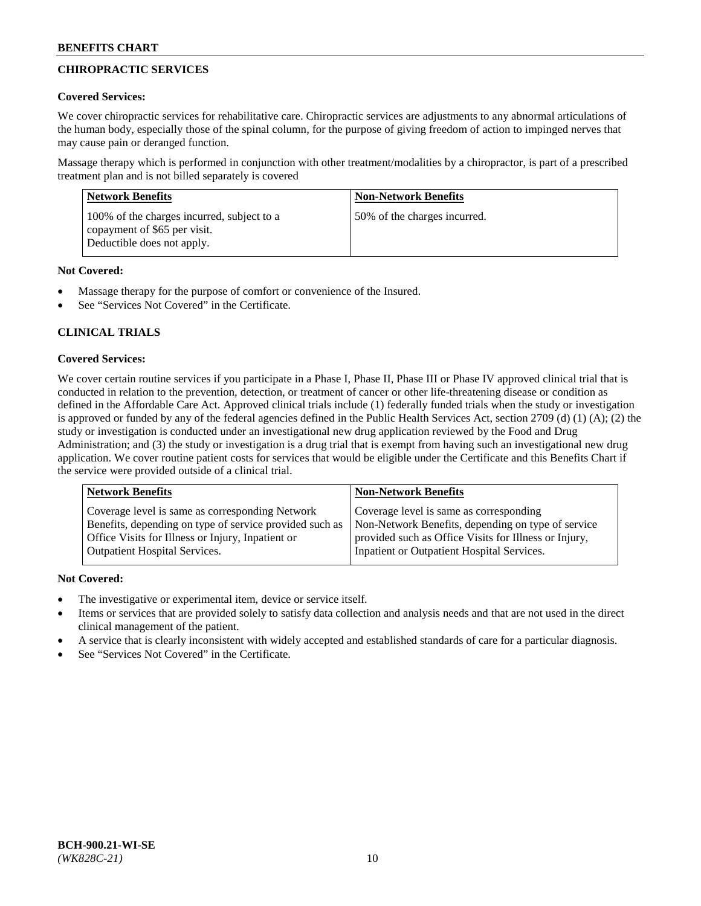## CHIROPRACTIC SERVICES

**Covered Services:**

We cover chiropractic services for rehabilitative care. Chiropractic services are adjustments to any abnormal articulations of the human body, especially those of the spinal column, for the purpose of giving freedom of action to impinged nerves that may cause pain or deranged function.

Massage therapy which is performed in conjunction with other treatment/modalities by a chiropractor, is part of a prescribed treatment plan and is not billed separately is covered

| Network Benefits | Non-Network Benefits |
|---|---|
| 100% of the charges incurred, subject to a copayment of $65 per visit. Deductible does not apply. | 50% of the charges incurred. |

**Not Covered:**

- Massage therapy for the purpose of comfort or convenience of the Insured.
- See "Services Not Covered" in the Certificate.

## CLINICAL TRIALS

**Covered Services:**

We cover certain routine services if you participate in a Phase I, Phase II, Phase III or Phase IV approved clinical trial that is conducted in relation to the prevention, detection, or treatment of cancer or other life-threatening disease or condition as defined in the Affordable Care Act. Approved clinical trials include (1) federally funded trials when the study or investigation is approved or funded by any of the federal agencies defined in the Public Health Services Act, section 2709 (d) (1) (A); (2) the study or investigation is conducted under an investigational new drug application reviewed by the Food and Drug Administration; and (3) the study or investigation is a drug trial that is exempt from having such an investigational new drug application. We cover routine patient costs for services that would be eligible under the Certificate and this Benefits Chart if the service were provided outside of a clinical trial.

| Network Benefits | Non-Network Benefits |
|---|---|
| Coverage level is same as corresponding Network Benefits, depending on type of service provided such as Office Visits for Illness or Injury, Inpatient or Outpatient Hospital Services. | Coverage level is same as corresponding Non-Network Benefits, depending on type of service provided such as Office Visits for Illness or Injury, Inpatient or Outpatient Hospital Services. |

**Not Covered:**

- The investigative or experimental item, device or service itself.
- Items or services that are provided solely to satisfy data collection and analysis needs and that are not used in the direct clinical management of the patient.
- A service that is clearly inconsistent with widely accepted and established standards of care for a particular diagnosis.
- See "Services Not Covered" in the Certificate.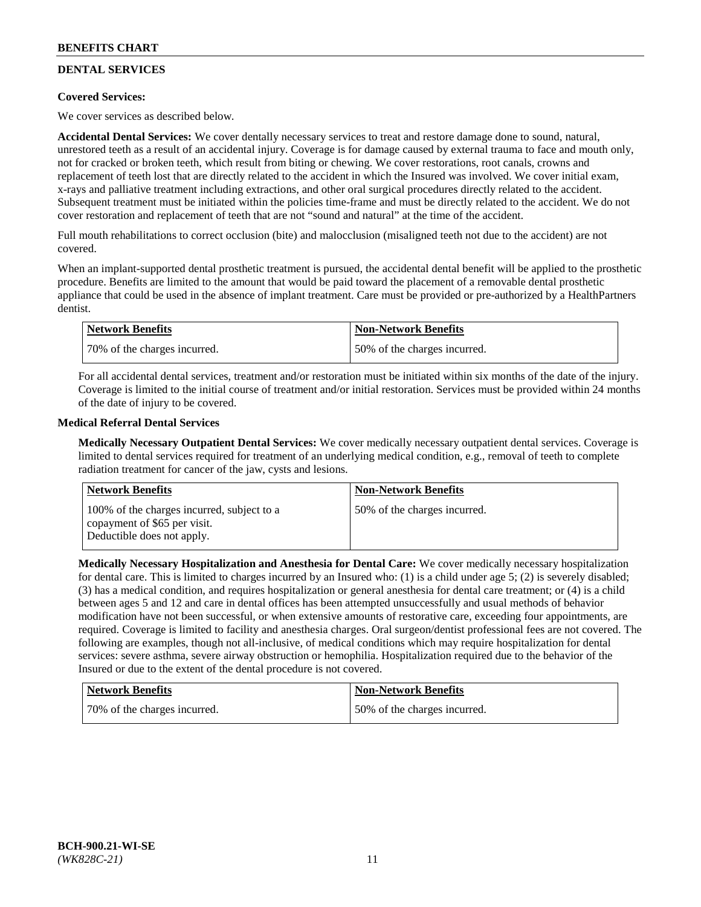## DENTAL SERVICES

**Covered Services:**

We cover services as described below.

**Accidental Dental Services:** We cover dentally necessary services to treat and restore damage done to sound, natural, unrestored teeth as a result of an accidental injury. Coverage is for damage caused by external trauma to face and mouth only, not for cracked or broken teeth, which result from biting or chewing. We cover restorations, root canals, crowns and replacement of teeth lost that are directly related to the accident in which the Insured was involved. We cover initial exam, x-rays and palliative treatment including extractions, and other oral surgical procedures directly related to the accident. Subsequent treatment must be initiated within the policies time-frame and must be directly related to the accident. We do not cover restoration and replacement of teeth that are not "sound and natural" at the time of the accident.

Full mouth rehabilitations to correct occlusion (bite) and malocclusion (misaligned teeth not due to the accident) are not covered.

When an implant-supported dental prosthetic treatment is pursued, the accidental dental benefit will be applied to the prosthetic procedure. Benefits are limited to the amount that would be paid toward the placement of a removable dental prosthetic appliance that could be used in the absence of implant treatment. Care must be provided or pre-authorized by a HealthPartners dentist.

| Network Benefits | Non-Network Benefits |
|---|---|
| 70% of the charges incurred. | 50% of the charges incurred. |

For all accidental dental services, treatment and/or restoration must be initiated within six months of the date of the injury. Coverage is limited to the initial course of treatment and/or initial restoration. Services must be provided within 24 months of the date of injury to be covered.

**Medical Referral Dental Services**

**Medically Necessary Outpatient Dental Services:** We cover medically necessary outpatient dental services. Coverage is limited to dental services required for treatment of an underlying medical condition, e.g., removal of teeth to complete radiation treatment for cancer of the jaw, cysts and lesions.

| Network Benefits | Non-Network Benefits |
|---|---|
| 100% of the charges incurred, subject to a copayment of $65 per visit. Deductible does not apply. | 50% of the charges incurred. |

**Medically Necessary Hospitalization and Anesthesia for Dental Care:** We cover medically necessary hospitalization for dental care. This is limited to charges incurred by an Insured who: (1) is a child under age 5; (2) is severely disabled; (3) has a medical condition, and requires hospitalization or general anesthesia for dental care treatment; or (4) is a child between ages 5 and 12 and care in dental offices has been attempted unsuccessfully and usual methods of behavior modification have not been successful, or when extensive amounts of restorative care, exceeding four appointments, are required. Coverage is limited to facility and anesthesia charges. Oral surgeon/dentist professional fees are not covered. The following are examples, though not all-inclusive, of medical conditions which may require hospitalization for dental services: severe asthma, severe airway obstruction or hemophilia. Hospitalization required due to the behavior of the Insured or due to the extent of the dental procedure is not covered.

| Network Benefits | Non-Network Benefits |
|---|---|
| 70% of the charges incurred. | 50% of the charges incurred. |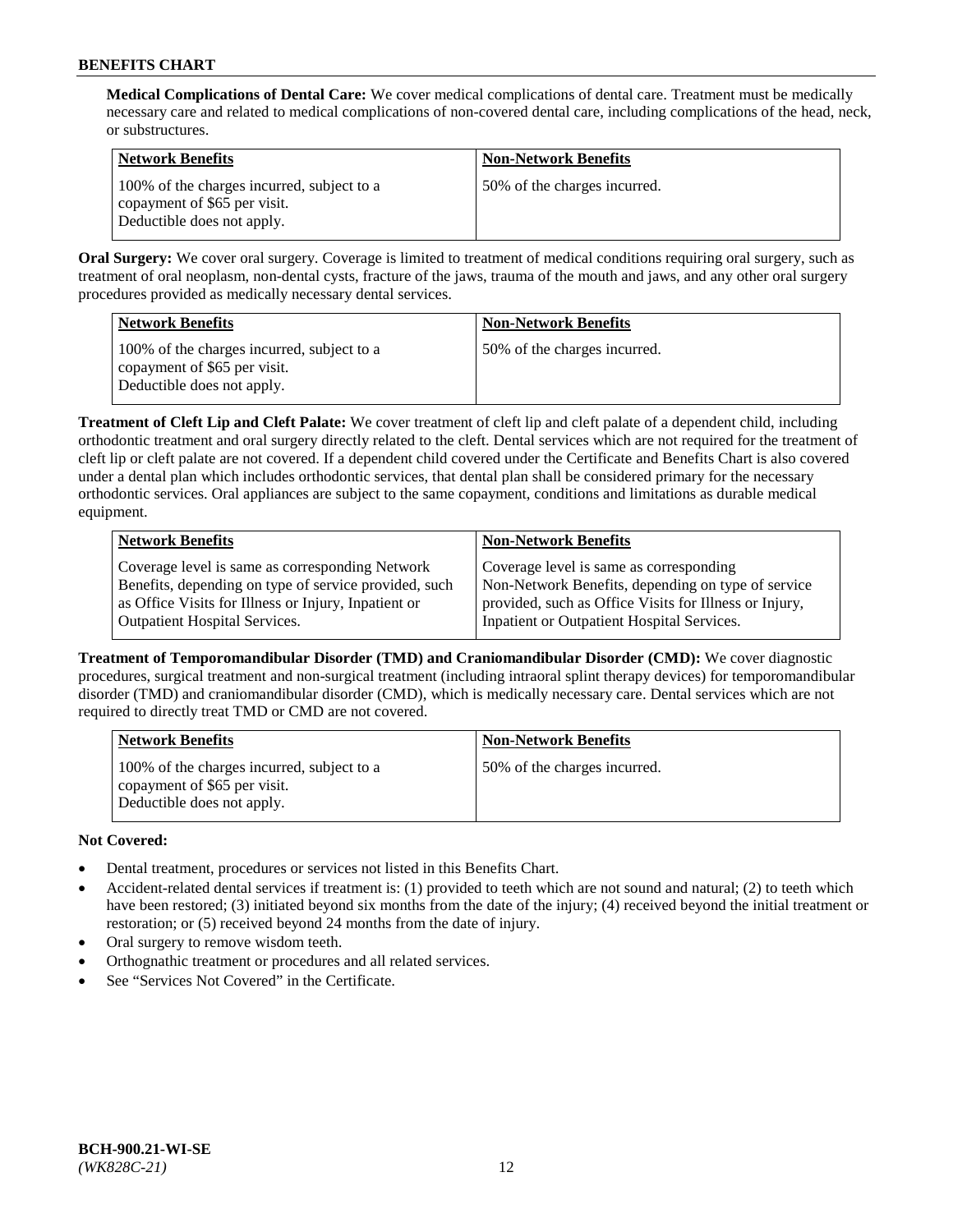**Medical Complications of Dental Care:** We cover medical complications of dental care. Treatment must be medically necessary care and related to medical complications of non-covered dental care, including complications of the head, neck, or substructures.

| Network Benefits | Non-Network Benefits |
| --- | --- |
| 100% of the charges incurred, subject to a copayment of $65 per visit. Deductible does not apply. | 50% of the charges incurred. |

**Oral Surgery:** We cover oral surgery. Coverage is limited to treatment of medical conditions requiring oral surgery, such as treatment of oral neoplasm, non-dental cysts, fracture of the jaws, trauma of the mouth and jaws, and any other oral surgery procedures provided as medically necessary dental services.

| Network Benefits | Non-Network Benefits |
| --- | --- |
| 100% of the charges incurred, subject to a copayment of $65 per visit. Deductible does not apply. | 50% of the charges incurred. |

**Treatment of Cleft Lip and Cleft Palate:** We cover treatment of cleft lip and cleft palate of a dependent child, including orthodontic treatment and oral surgery directly related to the cleft. Dental services which are not required for the treatment of cleft lip or cleft palate are not covered. If a dependent child covered under the Certificate and Benefits Chart is also covered under a dental plan which includes orthodontic services, that dental plan shall be considered primary for the necessary orthodontic services. Oral appliances are subject to the same copayment, conditions and limitations as durable medical equipment.

| Network Benefits | Non-Network Benefits |
| --- | --- |
| Coverage level is same as corresponding Network Benefits, depending on type of service provided, such as Office Visits for Illness or Injury, Inpatient or Outpatient Hospital Services. | Coverage level is same as corresponding Non-Network Benefits, depending on type of service provided, such as Office Visits for Illness or Injury, Inpatient or Outpatient Hospital Services. |

**Treatment of Temporomandibular Disorder (TMD) and Craniomandibular Disorder (CMD):** We cover diagnostic procedures, surgical treatment and non-surgical treatment (including intraoral splint therapy devices) for temporomandibular disorder (TMD) and craniomandibular disorder (CMD), which is medically necessary care. Dental services which are not required to directly treat TMD or CMD are not covered.

| Network Benefits | Non-Network Benefits |
| --- | --- |
| 100% of the charges incurred, subject to a copayment of $65 per visit. Deductible does not apply. | 50% of the charges incurred. |

**Not Covered:**

- Dental treatment, procedures or services not listed in this Benefits Chart.
- Accident-related dental services if treatment is: (1) provided to teeth which are not sound and natural; (2) to teeth which have been restored; (3) initiated beyond six months from the date of the injury; (4) received beyond the initial treatment or restoration; or (5) received beyond 24 months from the date of injury.
- Oral surgery to remove wisdom teeth.
- Orthognathic treatment or procedures and all related services.
- See "Services Not Covered" in the Certificate.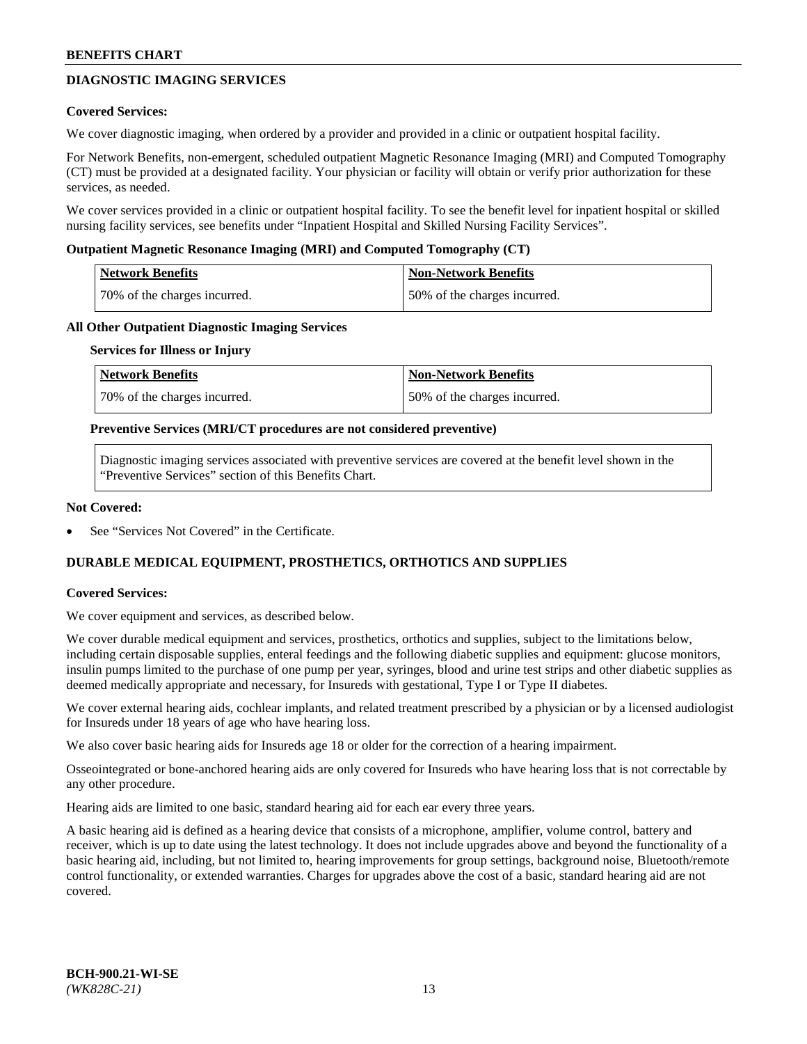## DIAGNOSTIC IMAGING SERVICES

**Covered Services:**

We cover diagnostic imaging, when ordered by a provider and provided in a clinic or outpatient hospital facility.

For Network Benefits, non-emergent, scheduled outpatient Magnetic Resonance Imaging (MRI) and Computed Tomography (CT) must be provided at a designated facility. Your physician or facility will obtain or verify prior authorization for these services, as needed.

We cover services provided in a clinic or outpatient hospital facility. To see the benefit level for inpatient hospital or skilled nursing facility services, see benefits under "Inpatient Hospital and Skilled Nursing Facility Services".

**Outpatient Magnetic Resonance Imaging (MRI) and Computed Tomography (CT)**

| Network Benefits | Non-Network Benefits |
| --- | --- |
| 70% of the charges incurred. | 50% of the charges incurred. |

**All Other Outpatient Diagnostic Imaging Services**

**Services for Illness or Injury**

| Network Benefits | Non-Network Benefits |
| --- | --- |
| 70% of the charges incurred. | 50% of the charges incurred. |

**Preventive Services (MRI/CT procedures are not considered preventive)**

Diagnostic imaging services associated with preventive services are covered at the benefit level shown in the "Preventive Services" section of this Benefits Chart.

**Not Covered:**

- See "Services Not Covered" in the Certificate.

## DURABLE MEDICAL EQUIPMENT, PROSTHETICS, ORTHOTICS AND SUPPLIES

**Covered Services:**

We cover equipment and services, as described below.

We cover durable medical equipment and services, prosthetics, orthotics and supplies, subject to the limitations below, including certain disposable supplies, enteral feedings and the following diabetic supplies and equipment: glucose monitors, insulin pumps limited to the purchase of one pump per year, syringes, blood and urine test strips and other diabetic supplies as deemed medically appropriate and necessary, for Insureds with gestational, Type I or Type II diabetes.

We cover external hearing aids, cochlear implants, and related treatment prescribed by a physician or by a licensed audiologist for Insureds under 18 years of age who have hearing loss.

We also cover basic hearing aids for Insureds age 18 or older for the correction of a hearing impairment.

Osseointegrated or bone-anchored hearing aids are only covered for Insureds who have hearing loss that is not correctable by any other procedure.

Hearing aids are limited to one basic, standard hearing aid for each ear every three years.

A basic hearing aid is defined as a hearing device that consists of a microphone, amplifier, volume control, battery and receiver, which is up to date using the latest technology. It does not include upgrades above and beyond the functionality of a basic hearing aid, including, but not limited to, hearing improvements for group settings, background noise, Bluetooth/remote control functionality, or extended warranties. Charges for upgrades above the cost of a basic, standard hearing aid are not covered.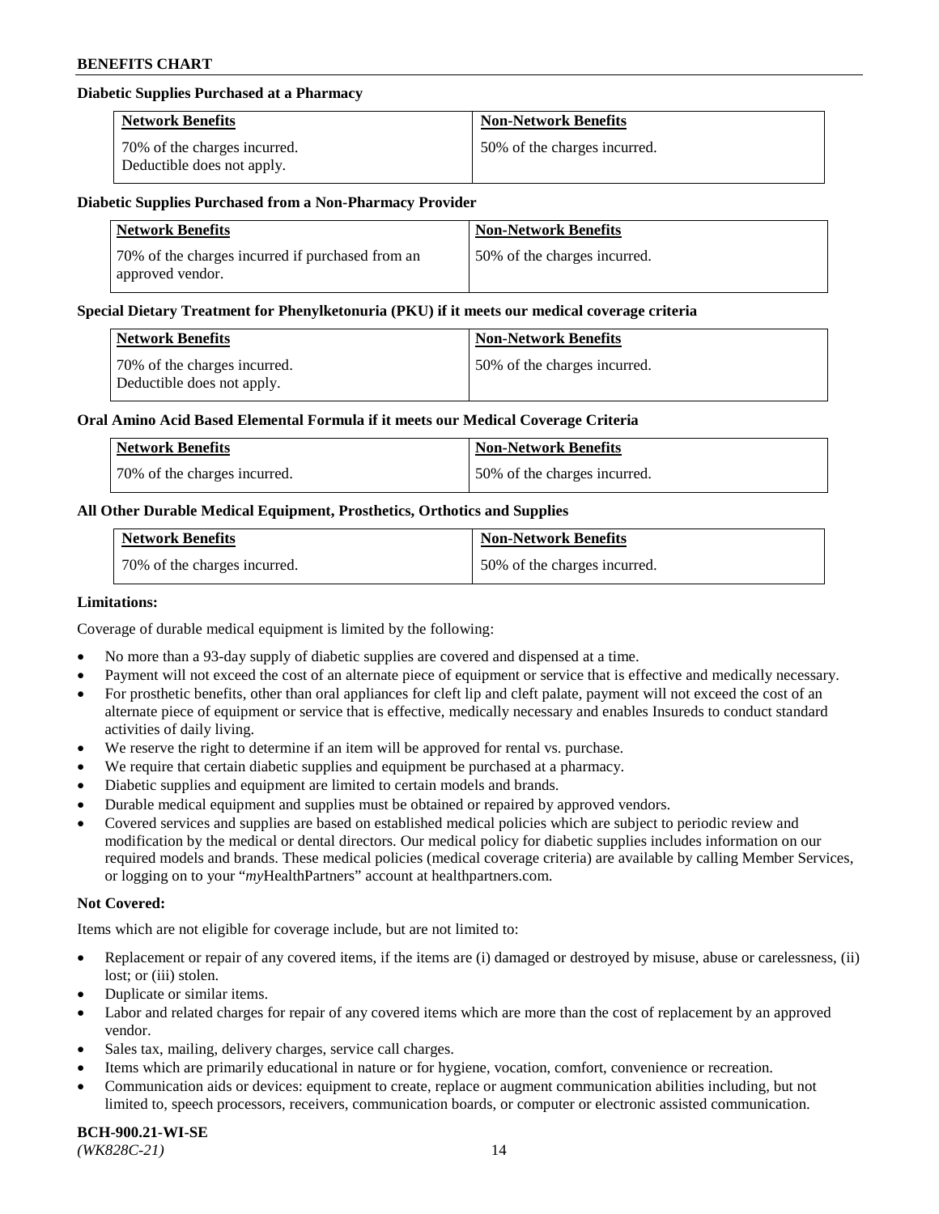**Diabetic Supplies Purchased at a Pharmacy**

| Network Benefits | Non-Network Benefits |
| --- | --- |
| 70% of the charges incurred. Deductible does not apply. | 50% of the charges incurred. |

**Diabetic Supplies Purchased from a Non-Pharmacy Provider**

| Network Benefits | Non-Network Benefits |
| --- | --- |
| 70% of the charges incurred if purchased from an approved vendor. | 50% of the charges incurred. |

**Special Dietary Treatment for Phenylketonuria (PKU) if it meets our medical coverage criteria**

| Network Benefits | Non-Network Benefits |
| --- | --- |
| 70% of the charges incurred. Deductible does not apply. | 50% of the charges incurred. |

**Oral Amino Acid Based Elemental Formula if it meets our Medical Coverage Criteria**

| Network Benefits | Non-Network Benefits |
| --- | --- |
| 70% of the charges incurred. | 50% of the charges incurred. |

**All Other Durable Medical Equipment, Prosthetics, Orthotics and Supplies**

| Network Benefits | Non-Network Benefits |
| --- | --- |
| 70% of the charges incurred. | 50% of the charges incurred. |

**Limitations:**

Coverage of durable medical equipment is limited by the following:

- No more than a 93-day supply of diabetic supplies are covered and dispensed at a time.
- Payment will not exceed the cost of an alternate piece of equipment or service that is effective and medically necessary.
- For prosthetic benefits, other than oral appliances for cleft lip and cleft palate, payment will not exceed the cost of an alternate piece of equipment or service that is effective, medically necessary and enables Insureds to conduct standard activities of daily living.
- We reserve the right to determine if an item will be approved for rental vs. purchase.
- We require that certain diabetic supplies and equipment be purchased at a pharmacy.
- Diabetic supplies and equipment are limited to certain models and brands.
- Durable medical equipment and supplies must be obtained or repaired by approved vendors.
- Covered services and supplies are based on established medical policies which are subject to periodic review and modification by the medical or dental directors. Our medical policy for diabetic supplies includes information on our required models and brands. These medical policies (medical coverage criteria) are available by calling Member Services, or logging on to your "*my*HealthPartners" account at healthpartners.com.

**Not Covered:**

Items which are not eligible for coverage include, but are not limited to:

- Replacement or repair of any covered items, if the items are (i) damaged or destroyed by misuse, abuse or carelessness, (ii) lost; or (iii) stolen.
- Duplicate or similar items.
- Labor and related charges for repair of any covered items which are more than the cost of replacement by an approved vendor.
- Sales tax, mailing, delivery charges, service call charges.
- Items which are primarily educational in nature or for hygiene, vocation, comfort, convenience or recreation.
- Communication aids or devices: equipment to create, replace or augment communication abilities including, but not limited to, speech processors, receivers, communication boards, or computer or electronic assisted communication.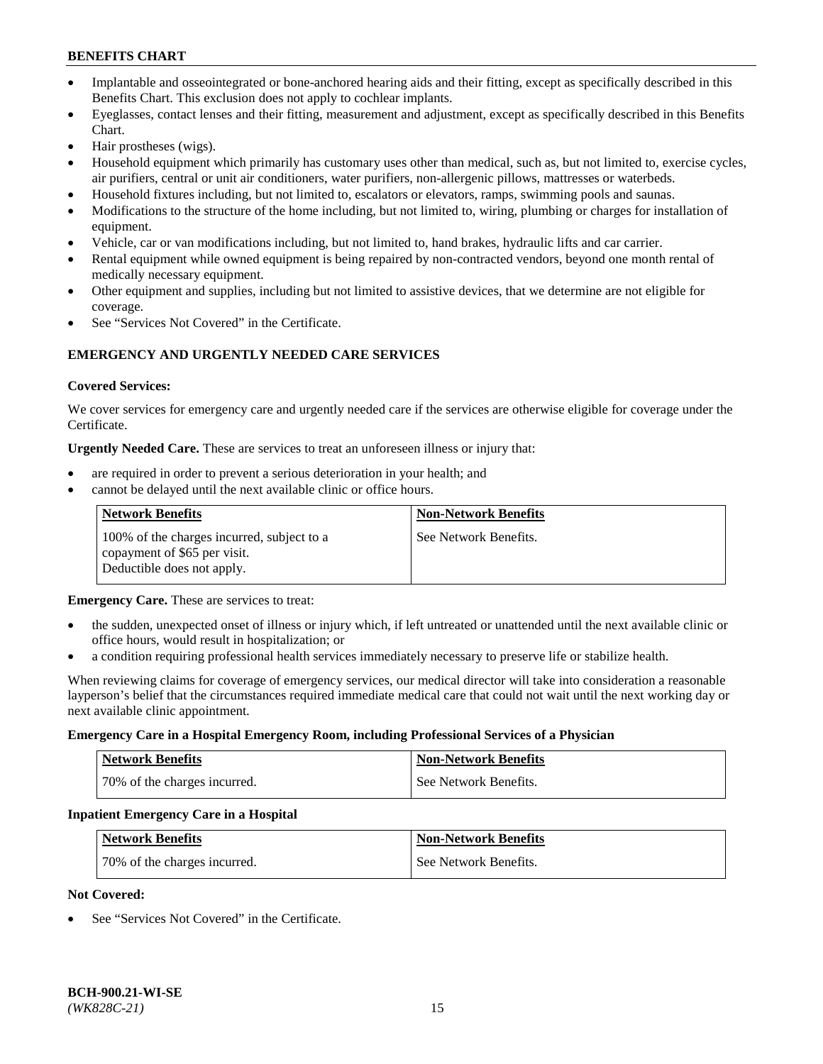- Implantable and osseointegrated or bone-anchored hearing aids and their fitting, except as specifically described in this Benefits Chart. This exclusion does not apply to cochlear implants.
- Eyeglasses, contact lenses and their fitting, measurement and adjustment, except as specifically described in this Benefits Chart.
- Hair prostheses (wigs).
- Household equipment which primarily has customary uses other than medical, such as, but not limited to, exercise cycles, air purifiers, central or unit air conditioners, water purifiers, non-allergenic pillows, mattresses or waterbeds.
- Household fixtures including, but not limited to, escalators or elevators, ramps, swimming pools and saunas.
- Modifications to the structure of the home including, but not limited to, wiring, plumbing or charges for installation of equipment.
- Vehicle, car or van modifications including, but not limited to, hand brakes, hydraulic lifts and car carrier.
- Rental equipment while owned equipment is being repaired by non-contracted vendors, beyond one month rental of medically necessary equipment.
- Other equipment and supplies, including but not limited to assistive devices, that we determine are not eligible for coverage.
- See "Services Not Covered" in the Certificate.

## EMERGENCY AND URGENTLY NEEDED CARE SERVICES

**Covered Services:**

We cover services for emergency care and urgently needed care if the services are otherwise eligible for coverage under the Certificate.

**Urgently Needed Care.** These are services to treat an unforeseen illness or injury that:

- are required in order to prevent a serious deterioration in your health; and
- cannot be delayed until the next available clinic or office hours.

| Network Benefits | Non-Network Benefits |
|---|---|
| 100% of the charges incurred, subject to a copayment of $65 per visit. Deductible does not apply. | See Network Benefits. |

**Emergency Care.** These are services to treat:

- the sudden, unexpected onset of illness or injury which, if left untreated or unattended until the next available clinic or office hours, would result in hospitalization; or
- a condition requiring professional health services immediately necessary to preserve life or stabilize health.

When reviewing claims for coverage of emergency services, our medical director will take into consideration a reasonable layperson's belief that the circumstances required immediate medical care that could not wait until the next working day or next available clinic appointment.

**Emergency Care in a Hospital Emergency Room, including Professional Services of a Physician**

| Network Benefits | Non-Network Benefits |
|---|---|
| 70% of the charges incurred. | See Network Benefits. |

**Inpatient Emergency Care in a Hospital**

| Network Benefits | Non-Network Benefits |
|---|---|
| 70% of the charges incurred. | See Network Benefits. |

**Not Covered:**

- See "Services Not Covered" in the Certificate.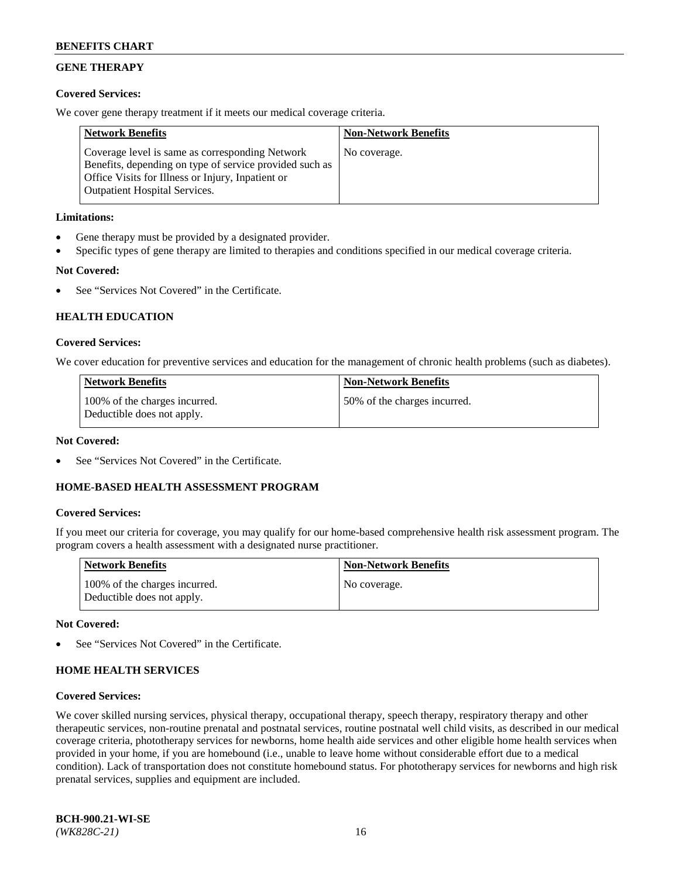## GENE THERAPY

### Covered Services:

We cover gene therapy treatment if it meets our medical coverage criteria.

| Network Benefits | Non-Network Benefits |
| --- | --- |
| Coverage level is same as corresponding Network Benefits, depending on type of service provided such as Office Visits for Illness or Injury, Inpatient or Outpatient Hospital Services. | No coverage. |

### Limitations:

- Gene therapy must be provided by a designated provider.
- Specific types of gene therapy are limited to therapies and conditions specified in our medical coverage criteria.

### Not Covered:

- See "Services Not Covered" in the Certificate.

## HEALTH EDUCATION

### Covered Services:

We cover education for preventive services and education for the management of chronic health problems (such as diabetes).

| Network Benefits | Non-Network Benefits |
| --- | --- |
| 100% of the charges incurred. Deductible does not apply. | 50% of the charges incurred. |

### Not Covered:

- See "Services Not Covered" in the Certificate.

## HOME-BASED HEALTH ASSESSMENT PROGRAM

### Covered Services:

If you meet our criteria for coverage, you may qualify for our home-based comprehensive health risk assessment program. The program covers a health assessment with a designated nurse practitioner.

| Network Benefits | Non-Network Benefits |
| --- | --- |
| 100% of the charges incurred. Deductible does not apply. | No coverage. |

### Not Covered:

- See "Services Not Covered" in the Certificate.

## HOME HEALTH SERVICES

### Covered Services:

We cover skilled nursing services, physical therapy, occupational therapy, speech therapy, respiratory therapy and other therapeutic services, non-routine prenatal and postnatal services, routine postnatal well child visits, as described in our medical coverage criteria, phototherapy services for newborns, home health aide services and other eligible home health services when provided in your home, if you are homebound (i.e., unable to leave home without considerable effort due to a medical condition). Lack of transportation does not constitute homebound status. For phototherapy services for newborns and high risk prenatal services, supplies and equipment are included.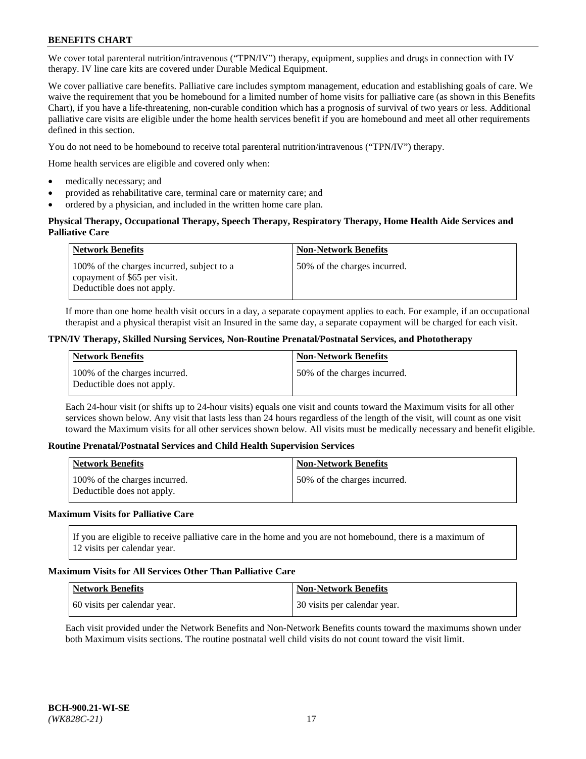We cover total parenteral nutrition/intravenous ("TPN/IV") therapy, equipment, supplies and drugs in connection with IV therapy. IV line care kits are covered under Durable Medical Equipment.

We cover palliative care benefits. Palliative care includes symptom management, education and establishing goals of care. We waive the requirement that you be homebound for a limited number of home visits for palliative care (as shown in this Benefits Chart), if you have a life-threatening, non-curable condition which has a prognosis of survival of two years or less. Additional palliative care visits are eligible under the home health services benefit if you are homebound and meet all other requirements defined in this section.

You do not need to be homebound to receive total parenteral nutrition/intravenous ("TPN/IV") therapy.

Home health services are eligible and covered only when:

- medically necessary; and
- provided as rehabilitative care, terminal care or maternity care; and
- ordered by a physician, and included in the written home care plan.

**Physical Therapy, Occupational Therapy, Speech Therapy, Respiratory Therapy, Home Health Aide Services and Palliative Care**

| Network Benefits | Non-Network Benefits |
|---|---|
| 100% of the charges incurred, subject to a copayment of $65 per visit. Deductible does not apply. | 50% of the charges incurred. |

If more than one home health visit occurs in a day, a separate copayment applies to each. For example, if an occupational therapist and a physical therapist visit an Insured in the same day, a separate copayment will be charged for each visit.

**TPN/IV Therapy, Skilled Nursing Services, Non-Routine Prenatal/Postnatal Services, and Phototherapy**

| Network Benefits | Non-Network Benefits |
|---|---|
| 100% of the charges incurred. Deductible does not apply. | 50% of the charges incurred. |

Each 24-hour visit (or shifts up to 24-hour visits) equals one visit and counts toward the Maximum visits for all other services shown below. Any visit that lasts less than 24 hours regardless of the length of the visit, will count as one visit toward the Maximum visits for all other services shown below. All visits must be medically necessary and benefit eligible.

**Routine Prenatal/Postnatal Services and Child Health Supervision Services**

| Network Benefits | Non-Network Benefits |
|---|---|
| 100% of the charges incurred. Deductible does not apply. | 50% of the charges incurred. |

**Maximum Visits for Palliative Care**

| If you are eligible to receive palliative care in the home and you are not homebound, there is a maximum of 12 visits per calendar year. |
|---|

**Maximum Visits for All Services Other Than Palliative Care**

| Network Benefits | Non-Network Benefits |
|---|---|
| 60 visits per calendar year. | 30 visits per calendar year. |

Each visit provided under the Network Benefits and Non-Network Benefits counts toward the maximums shown under both Maximum visits sections. The routine postnatal well child visits do not count toward the visit limit.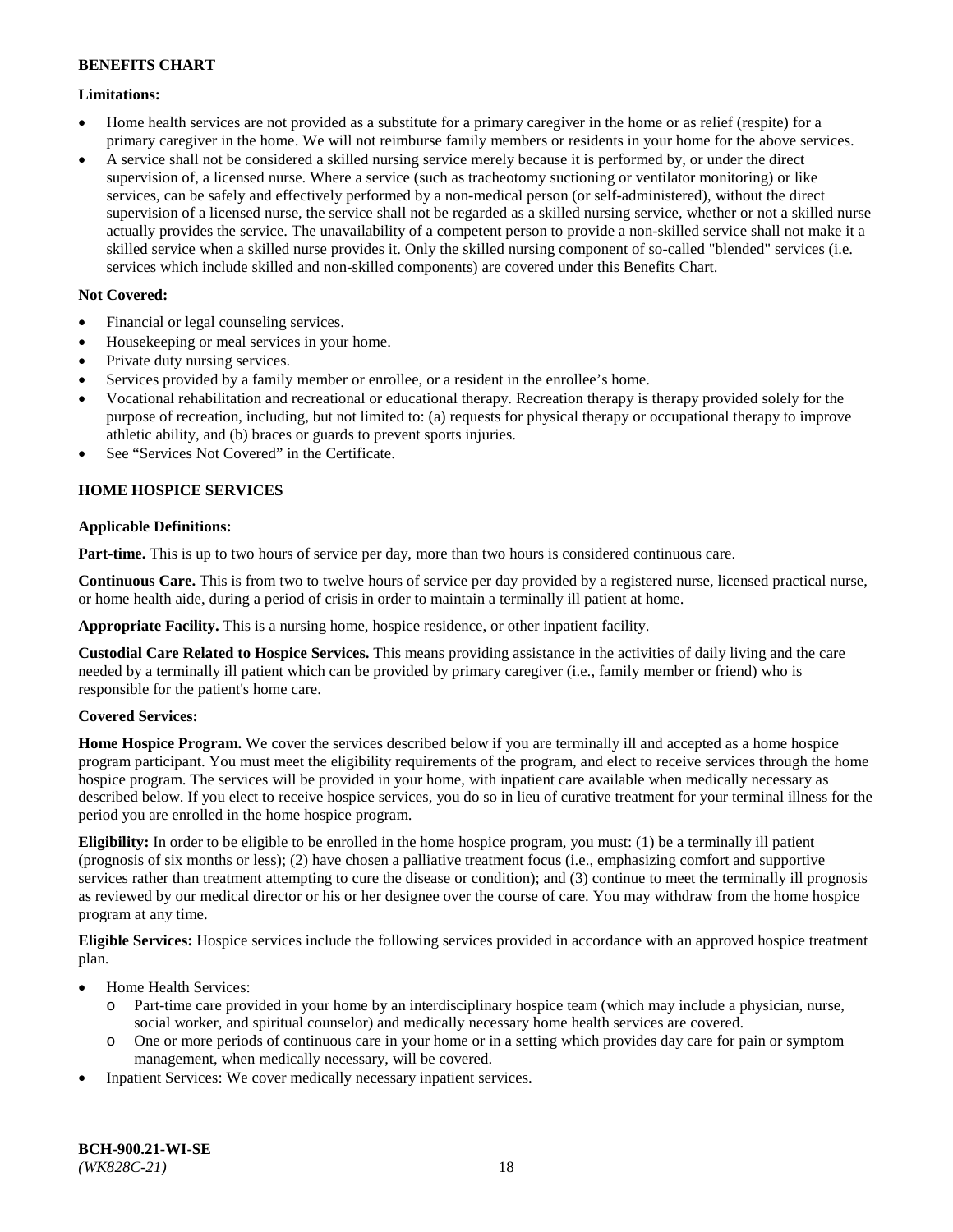**Limitations:**

- Home health services are not provided as a substitute for a primary caregiver in the home or as relief (respite) for a primary caregiver in the home. We will not reimburse family members or residents in your home for the above services.
- A service shall not be considered a skilled nursing service merely because it is performed by, or under the direct supervision of, a licensed nurse. Where a service (such as tracheotomy suctioning or ventilator monitoring) or like services, can be safely and effectively performed by a non-medical person (or self-administered), without the direct supervision of a licensed nurse, the service shall not be regarded as a skilled nursing service, whether or not a skilled nurse actually provides the service. The unavailability of a competent person to provide a non-skilled service shall not make it a skilled service when a skilled nurse provides it. Only the skilled nursing component of so-called "blended" services (i.e. services which include skilled and non-skilled components) are covered under this Benefits Chart.

**Not Covered:**

- Financial or legal counseling services.
- Housekeeping or meal services in your home.
- Private duty nursing services.
- Services provided by a family member or enrollee, or a resident in the enrollee's home.
- Vocational rehabilitation and recreational or educational therapy. Recreation therapy is therapy provided solely for the purpose of recreation, including, but not limited to: (a) requests for physical therapy or occupational therapy to improve athletic ability, and (b) braces or guards to prevent sports injuries.
- See "Services Not Covered" in the Certificate.

## HOME HOSPICE SERVICES

**Applicable Definitions:**

**Part-time.** This is up to two hours of service per day, more than two hours is considered continuous care.

**Continuous Care.** This is from two to twelve hours of service per day provided by a registered nurse, licensed practical nurse, or home health aide, during a period of crisis in order to maintain a terminally ill patient at home.

**Appropriate Facility.** This is a nursing home, hospice residence, or other inpatient facility.

**Custodial Care Related to Hospice Services.** This means providing assistance in the activities of daily living and the care needed by a terminally ill patient which can be provided by primary caregiver (i.e., family member or friend) who is responsible for the patient's home care.

**Covered Services:**

**Home Hospice Program.** We cover the services described below if you are terminally ill and accepted as a home hospice program participant. You must meet the eligibility requirements of the program, and elect to receive services through the home hospice program. The services will be provided in your home, with inpatient care available when medically necessary as described below. If you elect to receive hospice services, you do so in lieu of curative treatment for your terminal illness for the period you are enrolled in the home hospice program.

**Eligibility:** In order to be eligible to be enrolled in the home hospice program, you must: (1) be a terminally ill patient (prognosis of six months or less); (2) have chosen a palliative treatment focus (i.e., emphasizing comfort and supportive services rather than treatment attempting to cure the disease or condition); and (3) continue to meet the terminally ill prognosis as reviewed by our medical director or his or her designee over the course of care. You may withdraw from the home hospice program at any time.

**Eligible Services:** Hospice services include the following services provided in accordance with an approved hospice treatment plan.

- Home Health Services:
  - Part-time care provided in your home by an interdisciplinary hospice team (which may include a physician, nurse, social worker, and spiritual counselor) and medically necessary home health services are covered.
  - One or more periods of continuous care in your home or in a setting which provides day care for pain or symptom management, when medically necessary, will be covered.
- Inpatient Services: We cover medically necessary inpatient services.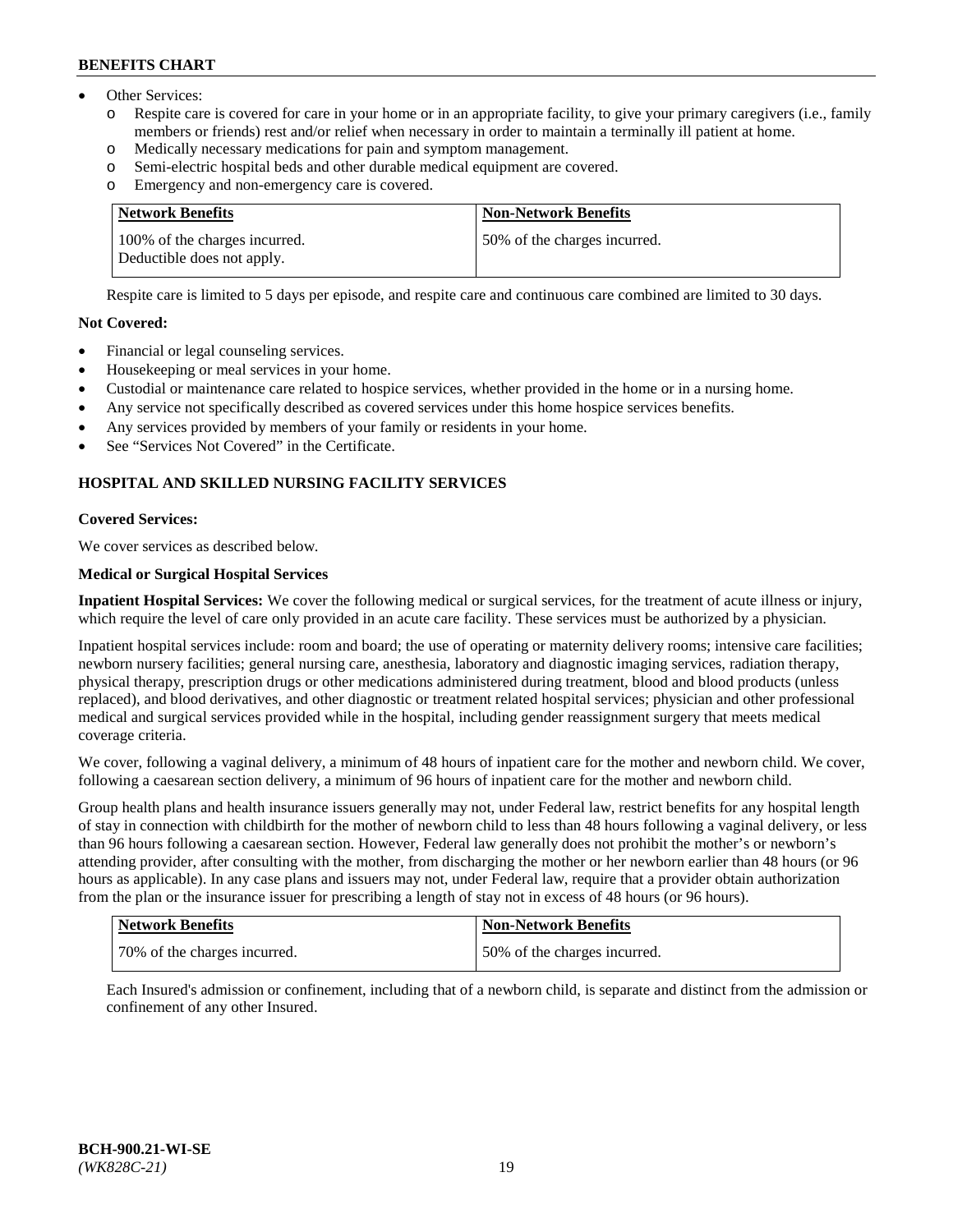- Other Services:
  - Respite care is covered for care in your home or in an appropriate facility, to give your primary caregivers (i.e., family members or friends) rest and/or relief when necessary in order to maintain a terminally ill patient at home.
  - Medically necessary medications for pain and symptom management.
  - Semi-electric hospital beds and other durable medical equipment are covered.
  - Emergency and non-emergency care is covered.

| Network Benefits | Non-Network Benefits |
|---|---|
| 100% of the charges incurred. Deductible does not apply. | 50% of the charges incurred. |

Respite care is limited to 5 days per episode, and respite care and continuous care combined are limited to 30 days.

**Not Covered:**

- Financial or legal counseling services.
- Housekeeping or meal services in your home.
- Custodial or maintenance care related to hospice services, whether provided in the home or in a nursing home.
- Any service not specifically described as covered services under this home hospice services benefits.
- Any services provided by members of your family or residents in your home.
- See "Services Not Covered" in the Certificate.

## HOSPITAL AND SKILLED NURSING FACILITY SERVICES

**Covered Services:**

We cover services as described below.

**Medical or Surgical Hospital Services**

**Inpatient Hospital Services:** We cover the following medical or surgical services, for the treatment of acute illness or injury, which require the level of care only provided in an acute care facility. These services must be authorized by a physician.

Inpatient hospital services include: room and board; the use of operating or maternity delivery rooms; intensive care facilities; newborn nursery facilities; general nursing care, anesthesia, laboratory and diagnostic imaging services, radiation therapy, physical therapy, prescription drugs or other medications administered during treatment, blood and blood products (unless replaced), and blood derivatives, and other diagnostic or treatment related hospital services; physician and other professional medical and surgical services provided while in the hospital, including gender reassignment surgery that meets medical coverage criteria.

We cover, following a vaginal delivery, a minimum of 48 hours of inpatient care for the mother and newborn child. We cover, following a caesarean section delivery, a minimum of 96 hours of inpatient care for the mother and newborn child.

Group health plans and health insurance issuers generally may not, under Federal law, restrict benefits for any hospital length of stay in connection with childbirth for the mother of newborn child to less than 48 hours following a vaginal delivery, or less than 96 hours following a caesarean section. However, Federal law generally does not prohibit the mother's or newborn's attending provider, after consulting with the mother, from discharging the mother or her newborn earlier than 48 hours (or 96 hours as applicable). In any case plans and issuers may not, under Federal law, require that a provider obtain authorization from the plan or the insurance issuer for prescribing a length of stay not in excess of 48 hours (or 96 hours).

| Network Benefits | Non-Network Benefits |
|---|---|
| 70% of the charges incurred. | 50% of the charges incurred. |

Each Insured's admission or confinement, including that of a newborn child, is separate and distinct from the admission or confinement of any other Insured.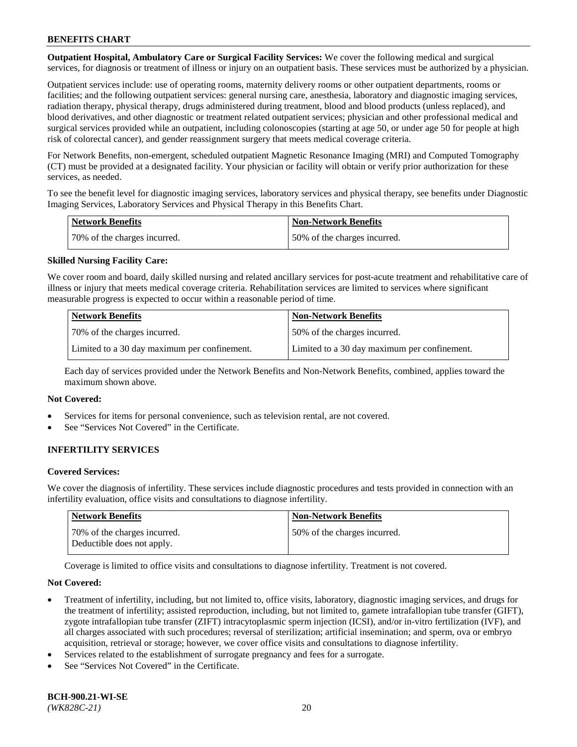**Outpatient Hospital, Ambulatory Care or Surgical Facility Services:** We cover the following medical and surgical services, for diagnosis or treatment of illness or injury on an outpatient basis. These services must be authorized by a physician.

Outpatient services include: use of operating rooms, maternity delivery rooms or other outpatient departments, rooms or facilities; and the following outpatient services: general nursing care, anesthesia, laboratory and diagnostic imaging services, radiation therapy, physical therapy, drugs administered during treatment, blood and blood products (unless replaced), and blood derivatives, and other diagnostic or treatment related outpatient services; physician and other professional medical and surgical services provided while an outpatient, including colonoscopies (starting at age 50, or under age 50 for people at high risk of colorectal cancer), and gender reassignment surgery that meets medical coverage criteria.

For Network Benefits, non-emergent, scheduled outpatient Magnetic Resonance Imaging (MRI) and Computed Tomography (CT) must be provided at a designated facility. Your physician or facility will obtain or verify prior authorization for these services, as needed.

To see the benefit level for diagnostic imaging services, laboratory services and physical therapy, see benefits under Diagnostic Imaging Services, Laboratory Services and Physical Therapy in this Benefits Chart.

| Network Benefits | Non-Network Benefits |
|---|---|
| 70% of the charges incurred. | 50% of the charges incurred. |

**Skilled Nursing Facility Care:**

We cover room and board, daily skilled nursing and related ancillary services for post-acute treatment and rehabilitative care of illness or injury that meets medical coverage criteria. Rehabilitation services are limited to services where significant measurable progress is expected to occur within a reasonable period of time.

| Network Benefits | Non-Network Benefits |
|---|---|
| 70% of the charges incurred. | 50% of the charges incurred. |
| Limited to a 30 day maximum per confinement. | Limited to a 30 day maximum per confinement. |

Each day of services provided under the Network Benefits and Non-Network Benefits, combined, applies toward the maximum shown above.

**Not Covered:**

- Services for items for personal convenience, such as television rental, are not covered.
- See "Services Not Covered" in the Certificate.

## INFERTILITY SERVICES

**Covered Services:**

We cover the diagnosis of infertility. These services include diagnostic procedures and tests provided in connection with an infertility evaluation, office visits and consultations to diagnose infertility.

| Network Benefits | Non-Network Benefits |
|---|---|
| 70% of the charges incurred. Deductible does not apply. | 50% of the charges incurred. |

Coverage is limited to office visits and consultations to diagnose infertility. Treatment is not covered.

**Not Covered:**

- Treatment of infertility, including, but not limited to, office visits, laboratory, diagnostic imaging services, and drugs for the treatment of infertility; assisted reproduction, including, but not limited to, gamete intrafallopian tube transfer (GIFT), zygote intrafallopian tube transfer (ZIFT) intracytoplasmic sperm injection (ICSI), and/or in-vitro fertilization (IVF), and all charges associated with such procedures; reversal of sterilization; artificial insemination; and sperm, ova or embryo acquisition, retrieval or storage; however, we cover office visits and consultations to diagnose infertility.
- Services related to the establishment of surrogate pregnancy and fees for a surrogate.
- See "Services Not Covered" in the Certificate.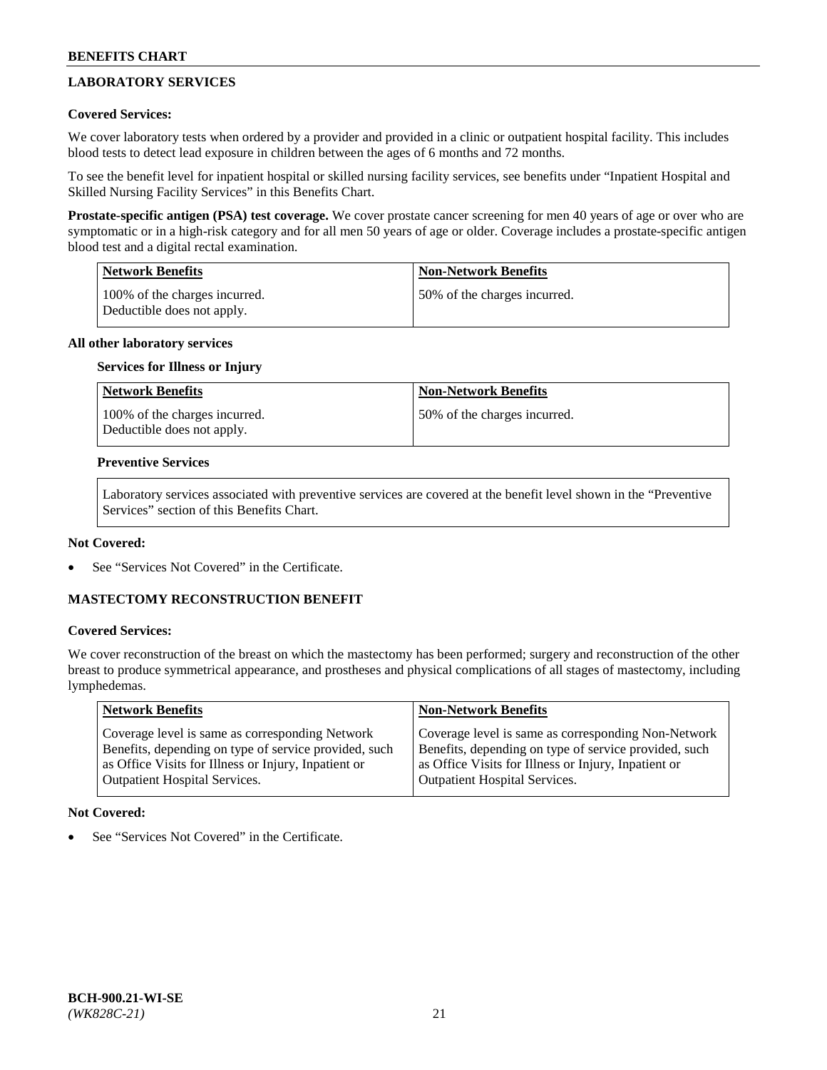## LABORATORY SERVICES

**Covered Services:**

We cover laboratory tests when ordered by a provider and provided in a clinic or outpatient hospital facility. This includes blood tests to detect lead exposure in children between the ages of 6 months and 72 months.

To see the benefit level for inpatient hospital or skilled nursing facility services, see benefits under "Inpatient Hospital and Skilled Nursing Facility Services" in this Benefits Chart.

**Prostate-specific antigen (PSA) test coverage.** We cover prostate cancer screening for men 40 years of age or over who are symptomatic or in a high-risk category and for all men 50 years of age or older. Coverage includes a prostate-specific antigen blood test and a digital rectal examination.

| Network Benefits | Non-Network Benefits |
|---|---|
| 100% of the charges incurred. Deductible does not apply. | 50% of the charges incurred. |

**All other laboratory services**

**Services for Illness or Injury**

| Network Benefits | Non-Network Benefits |
|---|---|
| 100% of the charges incurred. Deductible does not apply. | 50% of the charges incurred. |

**Preventive Services**

Laboratory services associated with preventive services are covered at the benefit level shown in the "Preventive Services" section of this Benefits Chart.

**Not Covered:**

- See "Services Not Covered" in the Certificate.

## MASTECTOMY RECONSTRUCTION BENEFIT

**Covered Services:**

We cover reconstruction of the breast on which the mastectomy has been performed; surgery and reconstruction of the other breast to produce symmetrical appearance, and prostheses and physical complications of all stages of mastectomy, including lymphedemas.

| Network Benefits | Non-Network Benefits |
|---|---|
| Coverage level is same as corresponding Network Benefits, depending on type of service provided, such as Office Visits for Illness or Injury, Inpatient or Outpatient Hospital Services. | Coverage level is same as corresponding Non-Network Benefits, depending on type of service provided, such as Office Visits for Illness or Injury, Inpatient or Outpatient Hospital Services. |

**Not Covered:**

- See "Services Not Covered" in the Certificate.

**BCH-900.21-WI-SE**
*(WK828C-21)*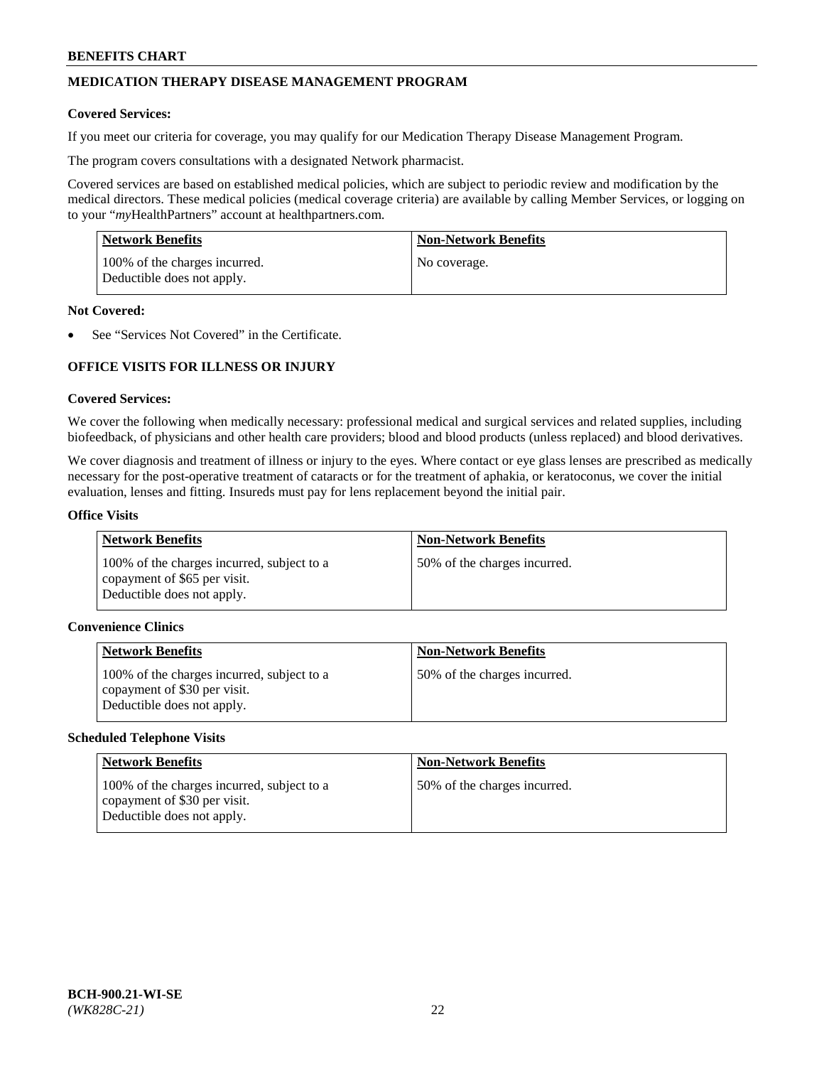## MEDICATION THERAPY DISEASE MANAGEMENT PROGRAM

**Covered Services:**

If you meet our criteria for coverage, you may qualify for our Medication Therapy Disease Management Program.

The program covers consultations with a designated Network pharmacist.

Covered services are based on established medical policies, which are subject to periodic review and modification by the medical directors. These medical policies (medical coverage criteria) are available by calling Member Services, or logging on to your "*my*HealthPartners" account at healthpartners.com.

| Network Benefits | Non-Network Benefits |
|---|---|
| 100% of the charges incurred. Deductible does not apply. | No coverage. |

**Not Covered:**

- See "Services Not Covered" in the Certificate.

## OFFICE VISITS FOR ILLNESS OR INJURY

**Covered Services:**

We cover the following when medically necessary: professional medical and surgical services and related supplies, including biofeedback, of physicians and other health care providers; blood and blood products (unless replaced) and blood derivatives.

We cover diagnosis and treatment of illness or injury to the eyes. Where contact or eye glass lenses are prescribed as medically necessary for the post-operative treatment of cataracts or for the treatment of aphakia, or keratoconus, we cover the initial evaluation, lenses and fitting. Insureds must pay for lens replacement beyond the initial pair.

**Office Visits**

| Network Benefits | Non-Network Benefits |
|---|---|
| 100% of the charges incurred, subject to a copayment of $65 per visit. Deductible does not apply. | 50% of the charges incurred. |

**Convenience Clinics**

| Network Benefits | Non-Network Benefits |
|---|---|
| 100% of the charges incurred, subject to a copayment of $30 per visit. Deductible does not apply. | 50% of the charges incurred. |

**Scheduled Telephone Visits**

| Network Benefits | Non-Network Benefits |
|---|---|
| 100% of the charges incurred, subject to a copayment of $30 per visit. Deductible does not apply. | 50% of the charges incurred. |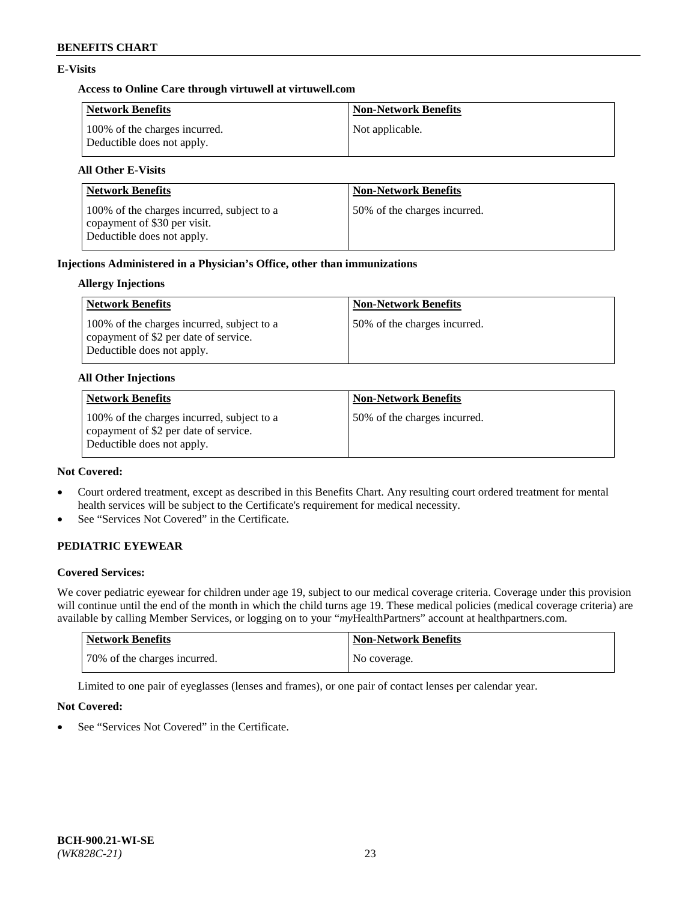### E-Visits

#### Access to Online Care through virtuwell at virtuwell.com

| Network Benefits | Non-Network Benefits |
| --- | --- |
| 100% of the charges incurred. Deductible does not apply. | Not applicable. |

#### All Other E-Visits

| Network Benefits | Non-Network Benefits |
| --- | --- |
| 100% of the charges incurred, subject to a copayment of $30 per visit. Deductible does not apply. | 50% of the charges incurred. |

### Injections Administered in a Physician's Office, other than immunizations

#### Allergy Injections

| Network Benefits | Non-Network Benefits |
| --- | --- |
| 100% of the charges incurred, subject to a copayment of $2 per date of service. Deductible does not apply. | 50% of the charges incurred. |

#### All Other Injections

| Network Benefits | Non-Network Benefits |
| --- | --- |
| 100% of the charges incurred, subject to a copayment of $2 per date of service. Deductible does not apply. | 50% of the charges incurred. |

**Not Covered:**

- Court ordered treatment, except as described in this Benefits Chart. Any resulting court ordered treatment for mental health services will be subject to the Certificate's requirement for medical necessity.
- See "Services Not Covered" in the Certificate.

## PEDIATRIC EYEWEAR

**Covered Services:**

We cover pediatric eyewear for children under age 19, subject to our medical coverage criteria. Coverage under this provision will continue until the end of the month in which the child turns age 19. These medical policies (medical coverage criteria) are available by calling Member Services, or logging on to your "*my*HealthPartners" account at healthpartners.com.

| Network Benefits | Non-Network Benefits |
| --- | --- |
| 70% of the charges incurred. | No coverage. |

Limited to one pair of eyeglasses (lenses and frames), or one pair of contact lenses per calendar year.

**Not Covered:**

- See "Services Not Covered" in the Certificate.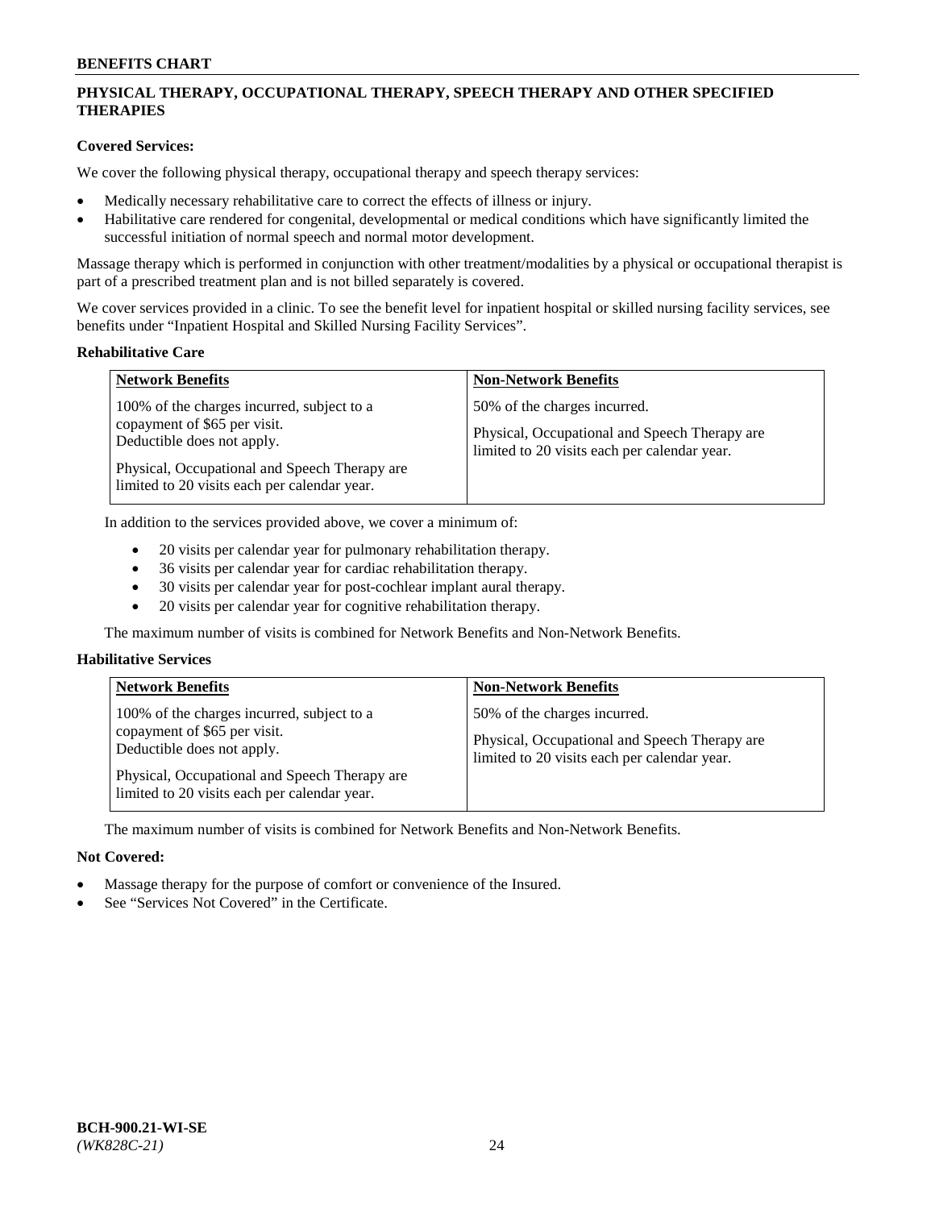## PHYSICAL THERAPY, OCCUPATIONAL THERAPY, SPEECH THERAPY AND OTHER SPECIFIED THERAPIES

**Covered Services:**

We cover the following physical therapy, occupational therapy and speech therapy services:

- Medically necessary rehabilitative care to correct the effects of illness or injury.
- Habilitative care rendered for congenital, developmental or medical conditions which have significantly limited the successful initiation of normal speech and normal motor development.

Massage therapy which is performed in conjunction with other treatment/modalities by a physical or occupational therapist is part of a prescribed treatment plan and is not billed separately is covered.

We cover services provided in a clinic. To see the benefit level for inpatient hospital or skilled nursing facility services, see benefits under "Inpatient Hospital and Skilled Nursing Facility Services".

**Rehabilitative Care**

| Network Benefits | Non-Network Benefits |
|---|---|
| 100% of the charges incurred, subject to a copayment of $65 per visit. Deductible does not apply.<br><br>Physical, Occupational and Speech Therapy are limited to 20 visits each per calendar year. | 50% of the charges incurred.<br><br>Physical, Occupational and Speech Therapy are limited to 20 visits each per calendar year. |

In addition to the services provided above, we cover a minimum of:

- 20 visits per calendar year for pulmonary rehabilitation therapy.
- 36 visits per calendar year for cardiac rehabilitation therapy.
- 30 visits per calendar year for post-cochlear implant aural therapy.
- 20 visits per calendar year for cognitive rehabilitation therapy.

The maximum number of visits is combined for Network Benefits and Non-Network Benefits.

**Habilitative Services**

| Network Benefits | Non-Network Benefits |
|---|---|
| 100% of the charges incurred, subject to a copayment of $65 per visit. Deductible does not apply.<br><br>Physical, Occupational and Speech Therapy are limited to 20 visits each per calendar year. | 50% of the charges incurred.<br><br>Physical, Occupational and Speech Therapy are limited to 20 visits each per calendar year. |

The maximum number of visits is combined for Network Benefits and Non-Network Benefits.

**Not Covered:**

- Massage therapy for the purpose of comfort or convenience of the Insured.
- See "Services Not Covered" in the Certificate.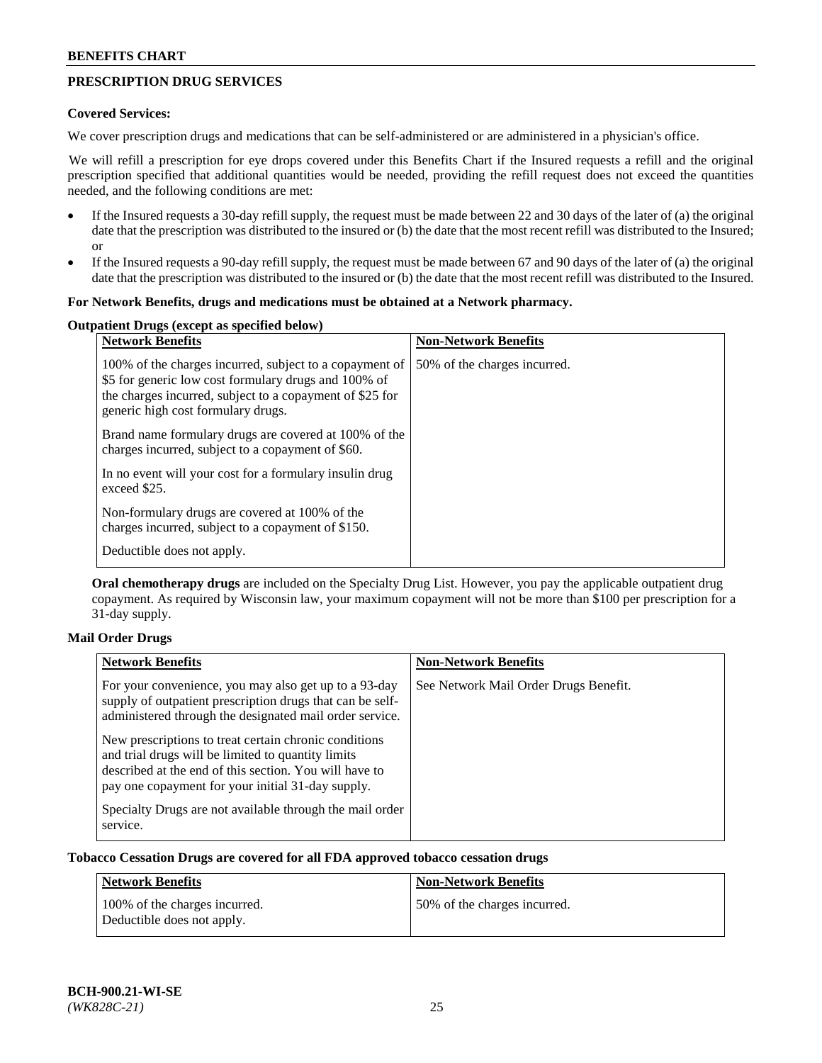## PRESCRIPTION DRUG SERVICES

**Covered Services:**

We cover prescription drugs and medications that can be self-administered or are administered in a physician's office.

We will refill a prescription for eye drops covered under this Benefits Chart if the Insured requests a refill and the original prescription specified that additional quantities would be needed, providing the refill request does not exceed the quantities needed, and the following conditions are met:

- If the Insured requests a 30-day refill supply, the request must be made between 22 and 30 days of the later of (a) the original date that the prescription was distributed to the insured or (b) the date that the most recent refill was distributed to the Insured; or
- If the Insured requests a 90-day refill supply, the request must be made between 67 and 90 days of the later of (a) the original date that the prescription was distributed to the insured or (b) the date that the most recent refill was distributed to the Insured.

**For Network Benefits, drugs and medications must be obtained at a Network pharmacy.**

**Outpatient Drugs (except as specified below)**

| Network Benefits | Non-Network Benefits |
|---|---|
| 100% of the charges incurred, subject to a copayment of $5 for generic low cost formulary drugs and 100% of the charges incurred, subject to a copayment of $25 for generic high cost formulary drugs.<br><br>Brand name formulary drugs are covered at 100% of the charges incurred, subject to a copayment of $60.<br><br>In no event will your cost for a formulary insulin drug exceed $25.<br><br>Non-formulary drugs are covered at 100% of the charges incurred, subject to a copayment of $150.<br><br>Deductible does not apply. | 50% of the charges incurred. |

**Oral chemotherapy drugs** are included on the Specialty Drug List. However, you pay the applicable outpatient drug copayment. As required by Wisconsin law, your maximum copayment will not be more than $100 per prescription for a 31-day supply.

**Mail Order Drugs**

| Network Benefits | Non-Network Benefits |
|---|---|
| For your convenience, you may also get up to a 93-day supply of outpatient prescription drugs that can be self-administered through the designated mail order service.<br><br>New prescriptions to treat certain chronic conditions and trial drugs will be limited to quantity limits described at the end of this section. You will have to pay one copayment for your initial 31-day supply.<br><br>Specialty Drugs are not available through the mail order service. | See Network Mail Order Drugs Benefit. |

**Tobacco Cessation Drugs are covered for all FDA approved tobacco cessation drugs**

| Network Benefits | Non-Network Benefits |
|---|---|
| 100% of the charges incurred.<br>Deductible does not apply. | 50% of the charges incurred. |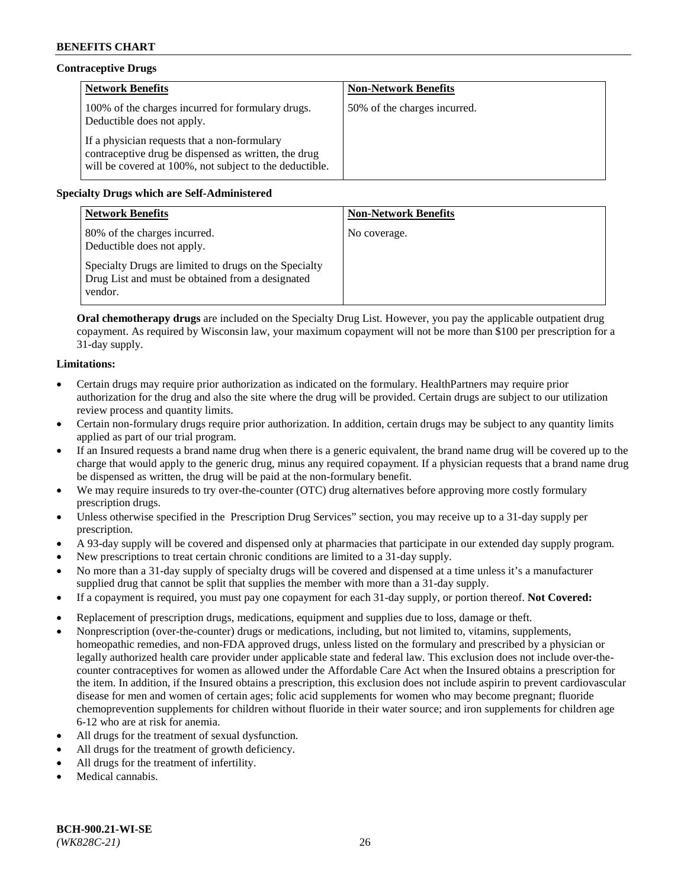### Contraceptive Drugs

| Network Benefits | Non-Network Benefits |
|---|---|
| 100% of the charges incurred for formulary drugs. Deductible does not apply.<br><br>If a physician requests that a non-formulary contraceptive drug be dispensed as written, the drug will be covered at 100%, not subject to the deductible. | 50% of the charges incurred. |

### Specialty Drugs which are Self-Administered

| Network Benefits | Non-Network Benefits |
|---|---|
| 80% of the charges incurred. Deductible does not apply.<br><br>Specialty Drugs are limited to drugs on the Specialty Drug List and must be obtained from a designated vendor. | No coverage. |

**Oral chemotherapy drugs** are included on the Specialty Drug List. However, you pay the applicable outpatient drug copayment. As required by Wisconsin law, your maximum copayment will not be more than $100 per prescription for a 31-day supply.

**Limitations:**

- Certain drugs may require prior authorization as indicated on the formulary. HealthPartners may require prior authorization for the drug and also the site where the drug will be provided. Certain drugs are subject to our utilization review process and quantity limits.
- Certain non-formulary drugs require prior authorization. In addition, certain drugs may be subject to any quantity limits applied as part of our trial program.
- If an Insured requests a brand name drug when there is a generic equivalent, the brand name drug will be covered up to the charge that would apply to the generic drug, minus any required copayment. If a physician requests that a brand name drug be dispensed as written, the drug will be paid at the non-formulary benefit.
- We may require insureds to try over-the-counter (OTC) drug alternatives before approving more costly formulary prescription drugs.
- Unless otherwise specified in the Prescription Drug Services" section, you may receive up to a 31-day supply per prescription.
- A 93-day supply will be covered and dispensed only at pharmacies that participate in our extended day supply program.
- New prescriptions to treat certain chronic conditions are limited to a 31-day supply.
- No more than a 31-day supply of specialty drugs will be covered and dispensed at a time unless it's a manufacturer supplied drug that cannot be split that supplies the member with more than a 31-day supply.
- If a copayment is required, you must pay one copayment for each 31-day supply, or portion thereof. **Not Covered:**
- Replacement of prescription drugs, medications, equipment and supplies due to loss, damage or theft.
- Nonprescription (over-the-counter) drugs or medications, including, but not limited to, vitamins, supplements, homeopathic remedies, and non-FDA approved drugs, unless listed on the formulary and prescribed by a physician or legally authorized health care provider under applicable state and federal law. This exclusion does not include over-the-counter contraceptives for women as allowed under the Affordable Care Act when the Insured obtains a prescription for the item. In addition, if the Insured obtains a prescription, this exclusion does not include aspirin to prevent cardiovascular disease for men and women of certain ages; folic acid supplements for women who may become pregnant; fluoride chemoprevention supplements for children without fluoride in their water source; and iron supplements for children age 6-12 who are at risk for anemia.
- All drugs for the treatment of sexual dysfunction.
- All drugs for the treatment of growth deficiency.
- All drugs for the treatment of infertility.
- Medical cannabis.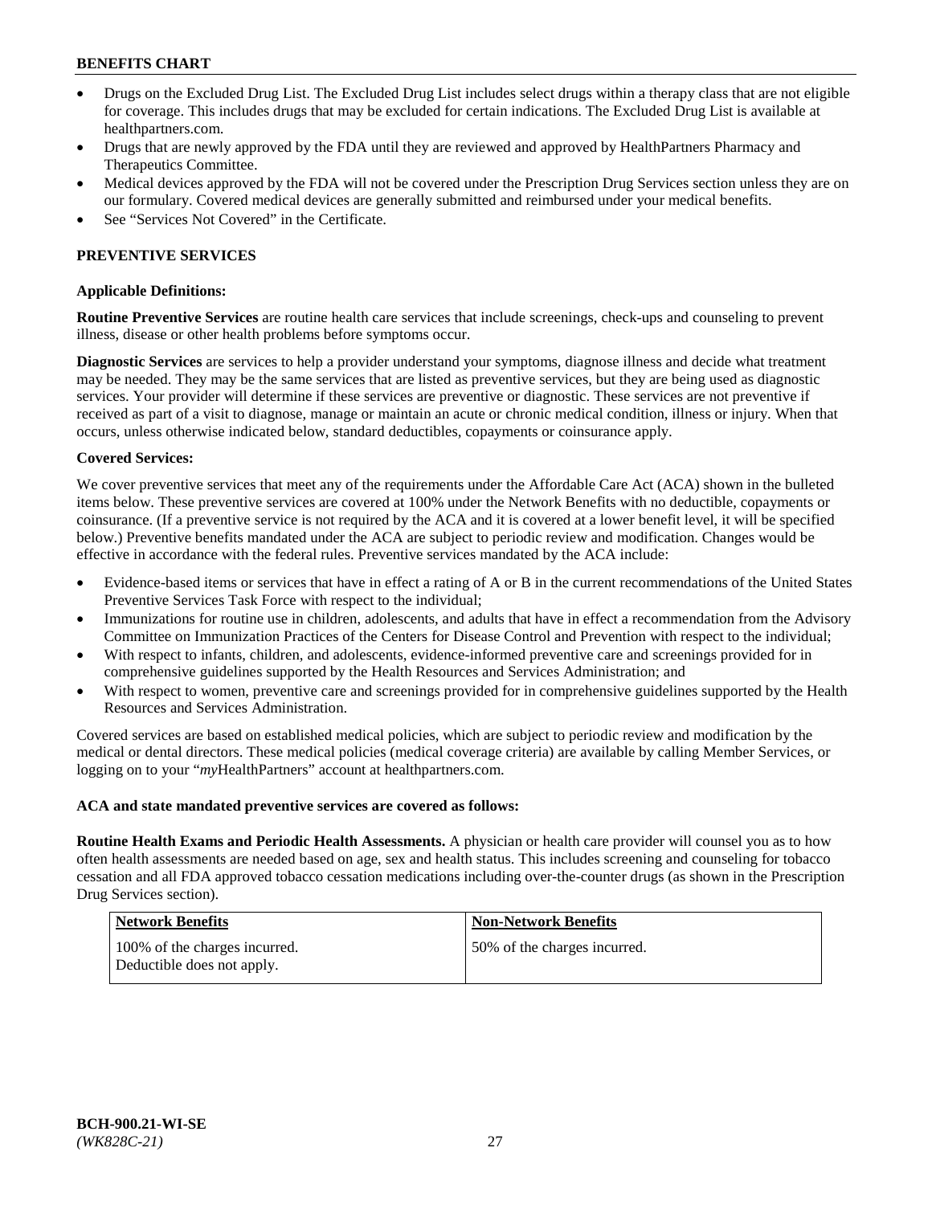- Drugs on the Excluded Drug List. The Excluded Drug List includes select drugs within a therapy class that are not eligible for coverage. This includes drugs that may be excluded for certain indications. The Excluded Drug List is available at healthpartners.com.
- Drugs that are newly approved by the FDA until they are reviewed and approved by HealthPartners Pharmacy and Therapeutics Committee.
- Medical devices approved by the FDA will not be covered under the Prescription Drug Services section unless they are on our formulary. Covered medical devices are generally submitted and reimbursed under your medical benefits.
- See "Services Not Covered" in the Certificate.

## PREVENTIVE SERVICES

### Applicable Definitions:

**Routine Preventive Services** are routine health care services that include screenings, check-ups and counseling to prevent illness, disease or other health problems before symptoms occur.

**Diagnostic Services** are services to help a provider understand your symptoms, diagnose illness and decide what treatment may be needed. They may be the same services that are listed as preventive services, but they are being used as diagnostic services. Your provider will determine if these services are preventive or diagnostic. These services are not preventive if received as part of a visit to diagnose, manage or maintain an acute or chronic medical condition, illness or injury. When that occurs, unless otherwise indicated below, standard deductibles, copayments or coinsurance apply.

### Covered Services:

We cover preventive services that meet any of the requirements under the Affordable Care Act (ACA) shown in the bulleted items below. These preventive services are covered at 100% under the Network Benefits with no deductible, copayments or coinsurance. (If a preventive service is not required by the ACA and it is covered at a lower benefit level, it will be specified below.) Preventive benefits mandated under the ACA are subject to periodic review and modification. Changes would be effective in accordance with the federal rules. Preventive services mandated by the ACA include:

- Evidence-based items or services that have in effect a rating of A or B in the current recommendations of the United States Preventive Services Task Force with respect to the individual;
- Immunizations for routine use in children, adolescents, and adults that have in effect a recommendation from the Advisory Committee on Immunization Practices of the Centers for Disease Control and Prevention with respect to the individual;
- With respect to infants, children, and adolescents, evidence-informed preventive care and screenings provided for in comprehensive guidelines supported by the Health Resources and Services Administration; and
- With respect to women, preventive care and screenings provided for in comprehensive guidelines supported by the Health Resources and Services Administration.

Covered services are based on established medical policies, which are subject to periodic review and modification by the medical or dental directors. These medical policies (medical coverage criteria) are available by calling Member Services, or logging on to your "*my*HealthPartners" account at healthpartners.com.

**ACA and state mandated preventive services are covered as follows:**

**Routine Health Exams and Periodic Health Assessments.** A physician or health care provider will counsel you as to how often health assessments are needed based on age, sex and health status. This includes screening and counseling for tobacco cessation and all FDA approved tobacco cessation medications including over-the-counter drugs (as shown in the Prescription Drug Services section).

| Network Benefits | Non-Network Benefits |
|---|---|
| 100% of the charges incurred. Deductible does not apply. | 50% of the charges incurred. |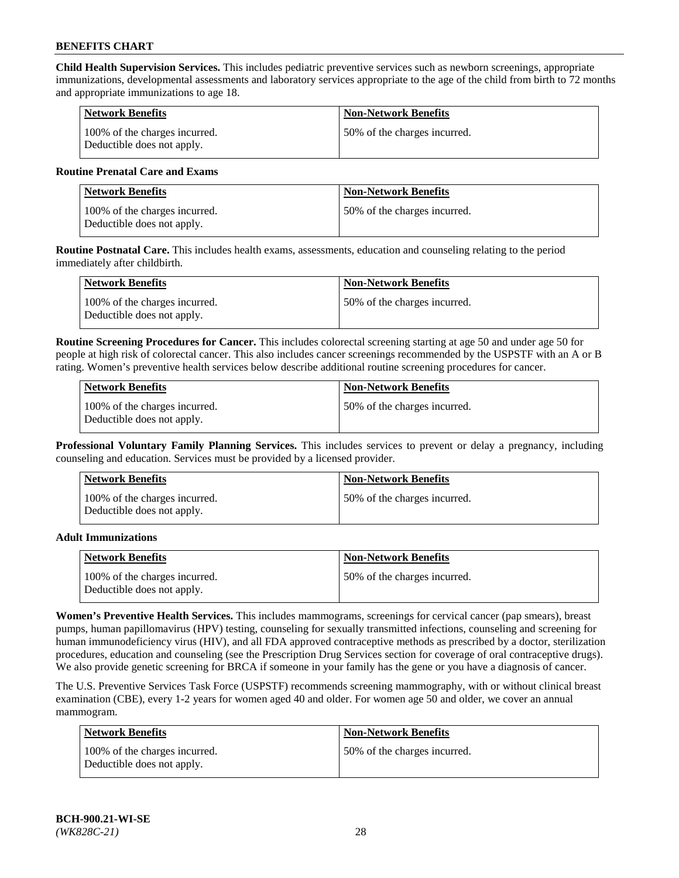**Child Health Supervision Services.** This includes pediatric preventive services such as newborn screenings, appropriate immunizations, developmental assessments and laboratory services appropriate to the age of the child from birth to 72 months and appropriate immunizations to age 18.

| Network Benefits | Non-Network Benefits |
|---|---|
| 100% of the charges incurred. Deductible does not apply. | 50% of the charges incurred. |

**Routine Prenatal Care and Exams**

| Network Benefits | Non-Network Benefits |
|---|---|
| 100% of the charges incurred. Deductible does not apply. | 50% of the charges incurred. |

**Routine Postnatal Care.** This includes health exams, assessments, education and counseling relating to the period immediately after childbirth.

| Network Benefits | Non-Network Benefits |
|---|---|
| 100% of the charges incurred. Deductible does not apply. | 50% of the charges incurred. |

**Routine Screening Procedures for Cancer.** This includes colorectal screening starting at age 50 and under age 50 for people at high risk of colorectal cancer. This also includes cancer screenings recommended by the USPSTF with an A or B rating. Women's preventive health services below describe additional routine screening procedures for cancer.

| Network Benefits | Non-Network Benefits |
|---|---|
| 100% of the charges incurred. Deductible does not apply. | 50% of the charges incurred. |

**Professional Voluntary Family Planning Services.** This includes services to prevent or delay a pregnancy, including counseling and education. Services must be provided by a licensed provider.

| Network Benefits | Non-Network Benefits |
|---|---|
| 100% of the charges incurred. Deductible does not apply. | 50% of the charges incurred. |

**Adult Immunizations**

| Network Benefits | Non-Network Benefits |
|---|---|
| 100% of the charges incurred. Deductible does not apply. | 50% of the charges incurred. |

**Women's Preventive Health Services.** This includes mammograms, screenings for cervical cancer (pap smears), breast pumps, human papillomavirus (HPV) testing, counseling for sexually transmitted infections, counseling and screening for human immunodeficiency virus (HIV), and all FDA approved contraceptive methods as prescribed by a doctor, sterilization procedures, education and counseling (see the Prescription Drug Services section for coverage of oral contraceptive drugs). We also provide genetic screening for BRCA if someone in your family has the gene or you have a diagnosis of cancer.

The U.S. Preventive Services Task Force (USPSTF) recommends screening mammography, with or without clinical breast examination (CBE), every 1-2 years for women aged 40 and older. For women age 50 and older, we cover an annual mammogram.

| Network Benefits | Non-Network Benefits |
|---|---|
| 100% of the charges incurred. Deductible does not apply. | 50% of the charges incurred. |

**BCH-900.21-WI-SE**
*(WK828C-21)*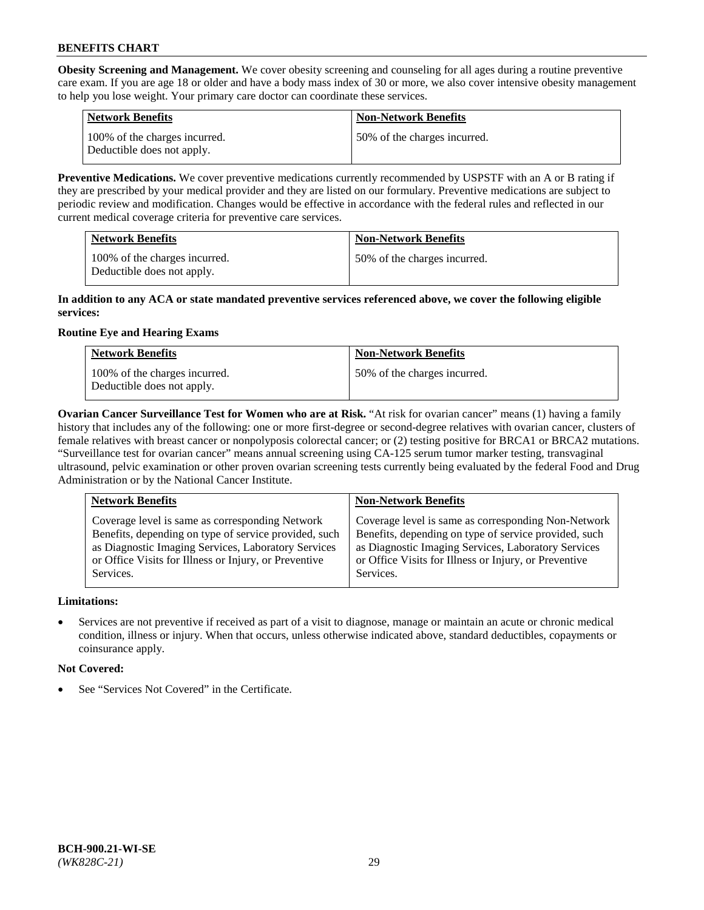**Obesity Screening and Management.** We cover obesity screening and counseling for all ages during a routine preventive care exam. If you are age 18 or older and have a body mass index of 30 or more, we also cover intensive obesity management to help you lose weight. Your primary care doctor can coordinate these services.

| Network Benefits | Non-Network Benefits |
|---|---|
| 100% of the charges incurred. Deductible does not apply. | 50% of the charges incurred. |

**Preventive Medications.** We cover preventive medications currently recommended by USPSTF with an A or B rating if they are prescribed by your medical provider and they are listed on our formulary. Preventive medications are subject to periodic review and modification. Changes would be effective in accordance with the federal rules and reflected in our current medical coverage criteria for preventive care services.

| Network Benefits | Non-Network Benefits |
|---|---|
| 100% of the charges incurred. Deductible does not apply. | 50% of the charges incurred. |

**In addition to any ACA or state mandated preventive services referenced above, we cover the following eligible services:**

**Routine Eye and Hearing Exams**

| Network Benefits | Non-Network Benefits |
|---|---|
| 100% of the charges incurred. Deductible does not apply. | 50% of the charges incurred. |

**Ovarian Cancer Surveillance Test for Women who are at Risk.** "At risk for ovarian cancer" means (1) having a family history that includes any of the following: one or more first-degree or second-degree relatives with ovarian cancer, clusters of female relatives with breast cancer or nonpolyposis colorectal cancer; or (2) testing positive for BRCA1 or BRCA2 mutations. "Surveillance test for ovarian cancer" means annual screening using CA-125 serum tumor marker testing, transvaginal ultrasound, pelvic examination or other proven ovarian screening tests currently being evaluated by the federal Food and Drug Administration or by the National Cancer Institute.

| Network Benefits | Non-Network Benefits |
|---|---|
| Coverage level is same as corresponding Network Benefits, depending on type of service provided, such as Diagnostic Imaging Services, Laboratory Services or Office Visits for Illness or Injury, or Preventive Services. | Coverage level is same as corresponding Non-Network Benefits, depending on type of service provided, such as Diagnostic Imaging Services, Laboratory Services or Office Visits for Illness or Injury, or Preventive Services. |

**Limitations:**

- Services are not preventive if received as part of a visit to diagnose, manage or maintain an acute or chronic medical condition, illness or injury. When that occurs, unless otherwise indicated above, standard deductibles, copayments or coinsurance apply.

**Not Covered:**

- See "Services Not Covered" in the Certificate.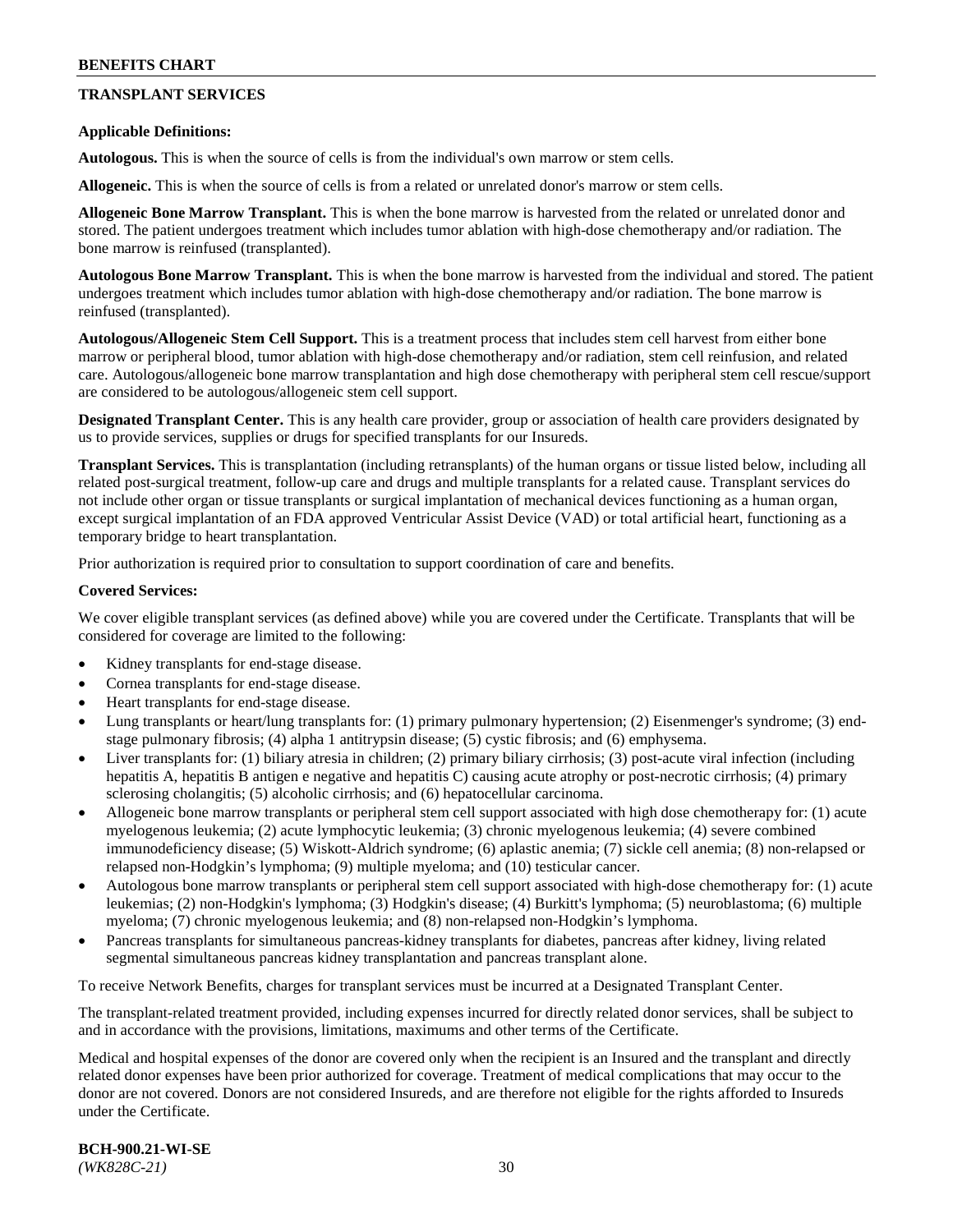## TRANSPLANT SERVICES

**Applicable Definitions:**

**Autologous.** This is when the source of cells is from the individual's own marrow or stem cells.

**Allogeneic.** This is when the source of cells is from a related or unrelated donor's marrow or stem cells.

**Allogeneic Bone Marrow Transplant.** This is when the bone marrow is harvested from the related or unrelated donor and stored. The patient undergoes treatment which includes tumor ablation with high-dose chemotherapy and/or radiation. The bone marrow is reinfused (transplanted).

**Autologous Bone Marrow Transplant.** This is when the bone marrow is harvested from the individual and stored. The patient undergoes treatment which includes tumor ablation with high-dose chemotherapy and/or radiation. The bone marrow is reinfused (transplanted).

**Autologous/Allogeneic Stem Cell Support.** This is a treatment process that includes stem cell harvest from either bone marrow or peripheral blood, tumor ablation with high-dose chemotherapy and/or radiation, stem cell reinfusion, and related care. Autologous/allogeneic bone marrow transplantation and high dose chemotherapy with peripheral stem cell rescue/support are considered to be autologous/allogeneic stem cell support.

**Designated Transplant Center.** This is any health care provider, group or association of health care providers designated by us to provide services, supplies or drugs for specified transplants for our Insureds.

**Transplant Services.** This is transplantation (including retransplants) of the human organs or tissue listed below, including all related post-surgical treatment, follow-up care and drugs and multiple transplants for a related cause. Transplant services do not include other organ or tissue transplants or surgical implantation of mechanical devices functioning as a human organ, except surgical implantation of an FDA approved Ventricular Assist Device (VAD) or total artificial heart, functioning as a temporary bridge to heart transplantation.

Prior authorization is required prior to consultation to support coordination of care and benefits.

**Covered Services:**

We cover eligible transplant services (as defined above) while you are covered under the Certificate. Transplants that will be considered for coverage are limited to the following:

- Kidney transplants for end-stage disease.
- Cornea transplants for end-stage disease.
- Heart transplants for end-stage disease.
- Lung transplants or heart/lung transplants for: (1) primary pulmonary hypertension; (2) Eisenmenger's syndrome; (3) end-stage pulmonary fibrosis; (4) alpha 1 antitrypsin disease; (5) cystic fibrosis; and (6) emphysema.
- Liver transplants for: (1) biliary atresia in children; (2) primary biliary cirrhosis; (3) post-acute viral infection (including hepatitis A, hepatitis B antigen e negative and hepatitis C) causing acute atrophy or post-necrotic cirrhosis; (4) primary sclerosing cholangitis; (5) alcoholic cirrhosis; and (6) hepatocellular carcinoma.
- Allogeneic bone marrow transplants or peripheral stem cell support associated with high dose chemotherapy for: (1) acute myelogenous leukemia; (2) acute lymphocytic leukemia; (3) chronic myelogenous leukemia; (4) severe combined immunodeficiency disease; (5) Wiskott-Aldrich syndrome; (6) aplastic anemia; (7) sickle cell anemia; (8) non-relapsed or relapsed non-Hodgkin's lymphoma; (9) multiple myeloma; and (10) testicular cancer.
- Autologous bone marrow transplants or peripheral stem cell support associated with high-dose chemotherapy for: (1) acute leukemias; (2) non-Hodgkin's lymphoma; (3) Hodgkin's disease; (4) Burkitt's lymphoma; (5) neuroblastoma; (6) multiple myeloma; (7) chronic myelogenous leukemia; and (8) non-relapsed non-Hodgkin's lymphoma.
- Pancreas transplants for simultaneous pancreas-kidney transplants for diabetes, pancreas after kidney, living related segmental simultaneous pancreas kidney transplantation and pancreas transplant alone.

To receive Network Benefits, charges for transplant services must be incurred at a Designated Transplant Center.

The transplant-related treatment provided, including expenses incurred for directly related donor services, shall be subject to and in accordance with the provisions, limitations, maximums and other terms of the Certificate.

Medical and hospital expenses of the donor are covered only when the recipient is an Insured and the transplant and directly related donor expenses have been prior authorized for coverage. Treatment of medical complications that may occur to the donor are not covered. Donors are not considered Insureds, and are therefore not eligible for the rights afforded to Insureds under the Certificate.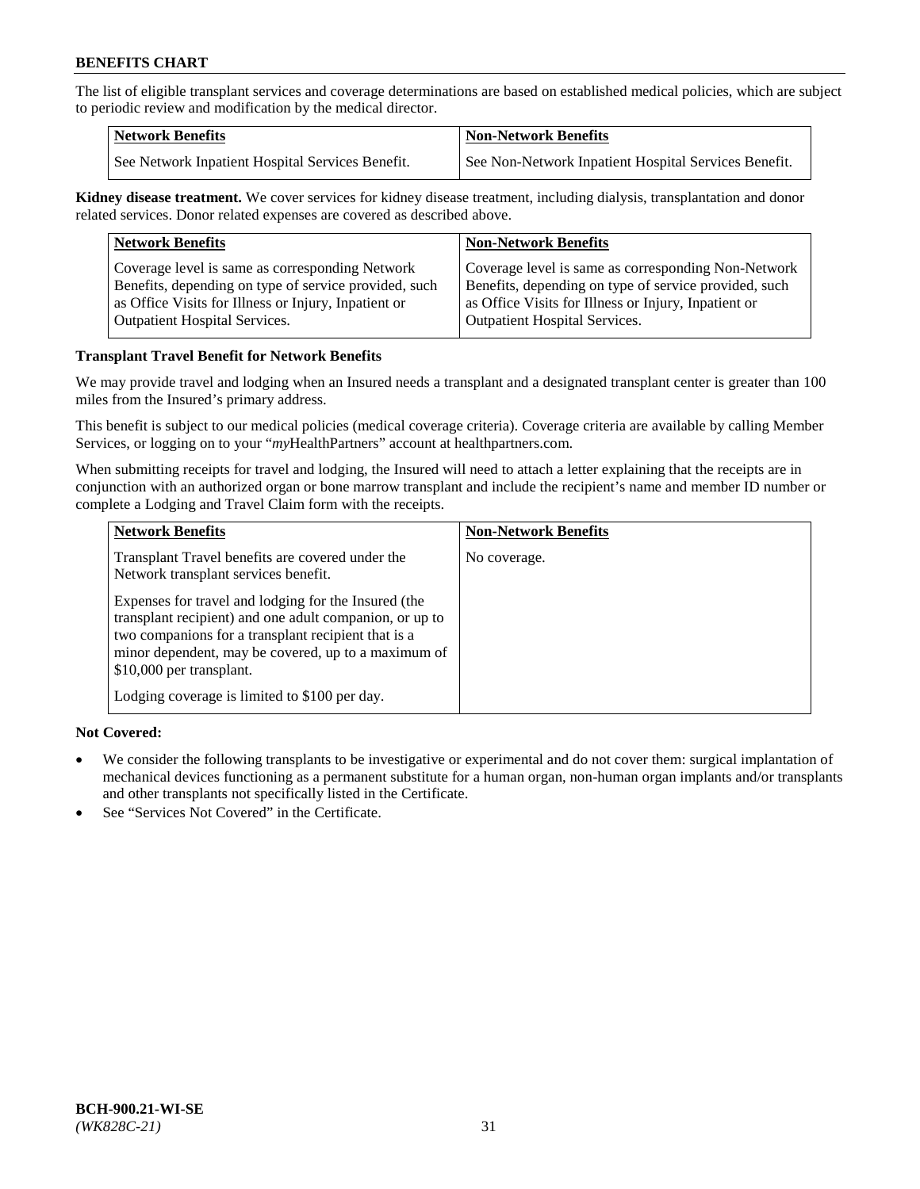The list of eligible transplant services and coverage determinations are based on established medical policies, which are subject to periodic review and modification by the medical director.

| Network Benefits | Non-Network Benefits |
|---|---|
| See Network Inpatient Hospital Services Benefit. | See Non-Network Inpatient Hospital Services Benefit. |

**Kidney disease treatment.** We cover services for kidney disease treatment, including dialysis, transplantation and donor related services. Donor related expenses are covered as described above.

| Network Benefits | Non-Network Benefits |
|---|---|
| Coverage level is same as corresponding Network Benefits, depending on type of service provided, such as Office Visits for Illness or Injury, Inpatient or Outpatient Hospital Services. | Coverage level is same as corresponding Non-Network Benefits, depending on type of service provided, such as Office Visits for Illness or Injury, Inpatient or Outpatient Hospital Services. |

**Transplant Travel Benefit for Network Benefits**

We may provide travel and lodging when an Insured needs a transplant and a designated transplant center is greater than 100 miles from the Insured's primary address.

This benefit is subject to our medical policies (medical coverage criteria). Coverage criteria are available by calling Member Services, or logging on to your "*my*HealthPartners" account at healthpartners.com.

When submitting receipts for travel and lodging, the Insured will need to attach a letter explaining that the receipts are in conjunction with an authorized organ or bone marrow transplant and include the recipient's name and member ID number or complete a Lodging and Travel Claim form with the receipts.

| Network Benefits | Non-Network Benefits |
|---|---|
| Transplant Travel benefits are covered under the Network transplant services benefit.<br><br>Expenses for travel and lodging for the Insured (the transplant recipient) and one adult companion, or up to two companions for a transplant recipient that is a minor dependent, may be covered, up to a maximum of $10,000 per transplant.<br><br>Lodging coverage is limited to $100 per day. | No coverage. |

**Not Covered:**

- We consider the following transplants to be investigative or experimental and do not cover them: surgical implantation of mechanical devices functioning as a permanent substitute for a human organ, non-human organ implants and/or transplants and other transplants not specifically listed in the Certificate.
- See "Services Not Covered" in the Certificate.